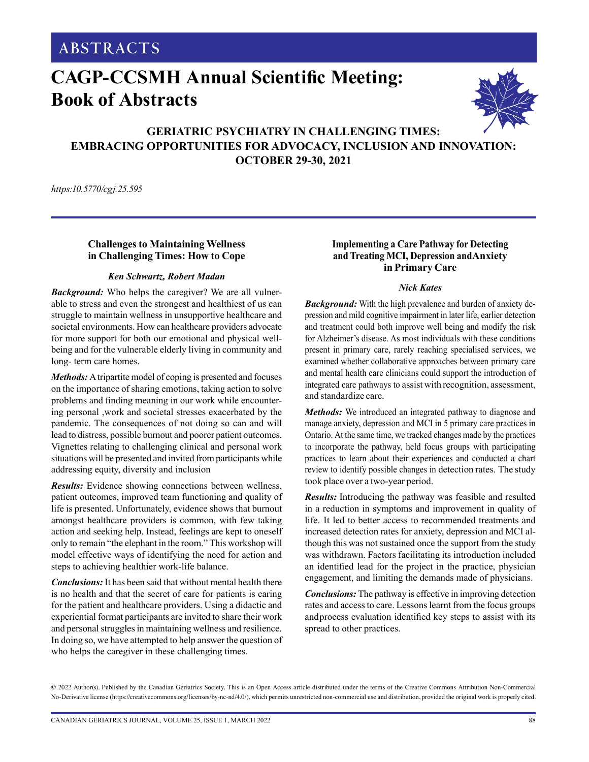# ABSTRACTS

# CAGP-CCSMH Annual Scientific Meeting: Book of Abstracts

## GERIATRIC PSYCHIATRY IN CHALLENGING TIMES: EMBRACING OPPORTUNITIES FOR ADVOCACY, INCLUSION AND INNOVATION: OCTOBER 29-30, 2021

*https:10.5770/cgj.25.595*

---

### Challenges to Maintaining Wellness in Challenging Times: How to Cope

***Ken Schwartz, Robert Madan***

***Background:*** Who helps the caregiver? We are all vulnerable to stress and even the strongest and healthiest of us can struggle to maintain wellness in unsupportive healthcare and societal environments. How can healthcare providers advocate for more support for both our emotional and physical wellbeing and for the vulnerable elderly living in community and long- term care homes.

***Methods:*** A tripartite model of coping is presented and focuses on the importance of sharing emotions, taking action to solve problems and finding meaning in our work while encountering personal ,work and societal stresses exacerbated by the pandemic. The consequences of not doing so can and will lead to distress, possible burnout and poorer patient outcomes. Vignettes relating to challenging clinical and personal work situations will be presented and invited from participants while addressing equity, diversity and inclusion

***Results:*** Evidence showing connections between wellness, patient outcomes, improved team functioning and quality of life is presented. Unfortunately, evidence shows that burnout amongst healthcare providers is common, with few taking action and seeking help. Instead, feelings are kept to oneself only to remain "the elephant in the room." This workshop will model effective ways of identifying the need for action and steps to achieving healthier work-life balance.

***Conclusions:*** It has been said that without mental health there is no health and that the secret of care for patients is caring for the patient and healthcare providers. Using a didactic and experiential format participants are invited to share their work and personal struggles in maintaining wellness and resilience. In doing so, we have attempted to help answer the question of who helps the caregiver in these challenging times.

### Implementing a Care Pathway for Detecting and Treating MCI, Depression and Anxiety in Primary Care

***Nick Kates***

***Background:*** With the high prevalence and burden of anxiety depression and mild cognitive impairment in later life, earlier detection and treatment could both improve well being and modify the risk for Alzheimer's disease. As most individuals with these conditions present in primary care, rarely reaching specialised services, we examined whether collaborative approaches between primary care and mental health care clinicians could support the introduction of integrated care pathways to assist with recognition, assessment, and standardize care.

***Methods:*** We introduced an integrated pathway to diagnose and manage anxiety, depression and MCI in 5 primary care practices in Ontario. At the same time, we tracked changes made by the practices to incorporate the pathway, held focus groups with participating practices to learn about their experiences and conducted a chart review to identify possible changes in detection rates. The study took place over a two-year period.

***Results:*** Introducing the pathway was feasible and resulted in a reduction in symptoms and improvement in quality of life. It led to better access to recommended treatments and increased detection rates for anxiety, depression and MCI although this was not sustained once the support from the study was withdrawn. Factors facilitating its introduction included an identified lead for the project in the practice, physician engagement, and limiting the demands made of physicians.

***Conclusions:*** The pathway is effective in improving detection rates and access to care. Lessons learnt from the focus groups and process evaluation identified key steps to assist with its spread to other practices.

© 2022 Author(s). Published by the Canadian Geriatrics Society. This is an Open Access article distributed under the terms of the Creative Commons Attribution Non-Commercial No-Derivative license (https://creativecommons.org/licenses/by-nc-nd/4.0/), which permits unrestricted non-commercial use and distribution, provided the original work is properly cited.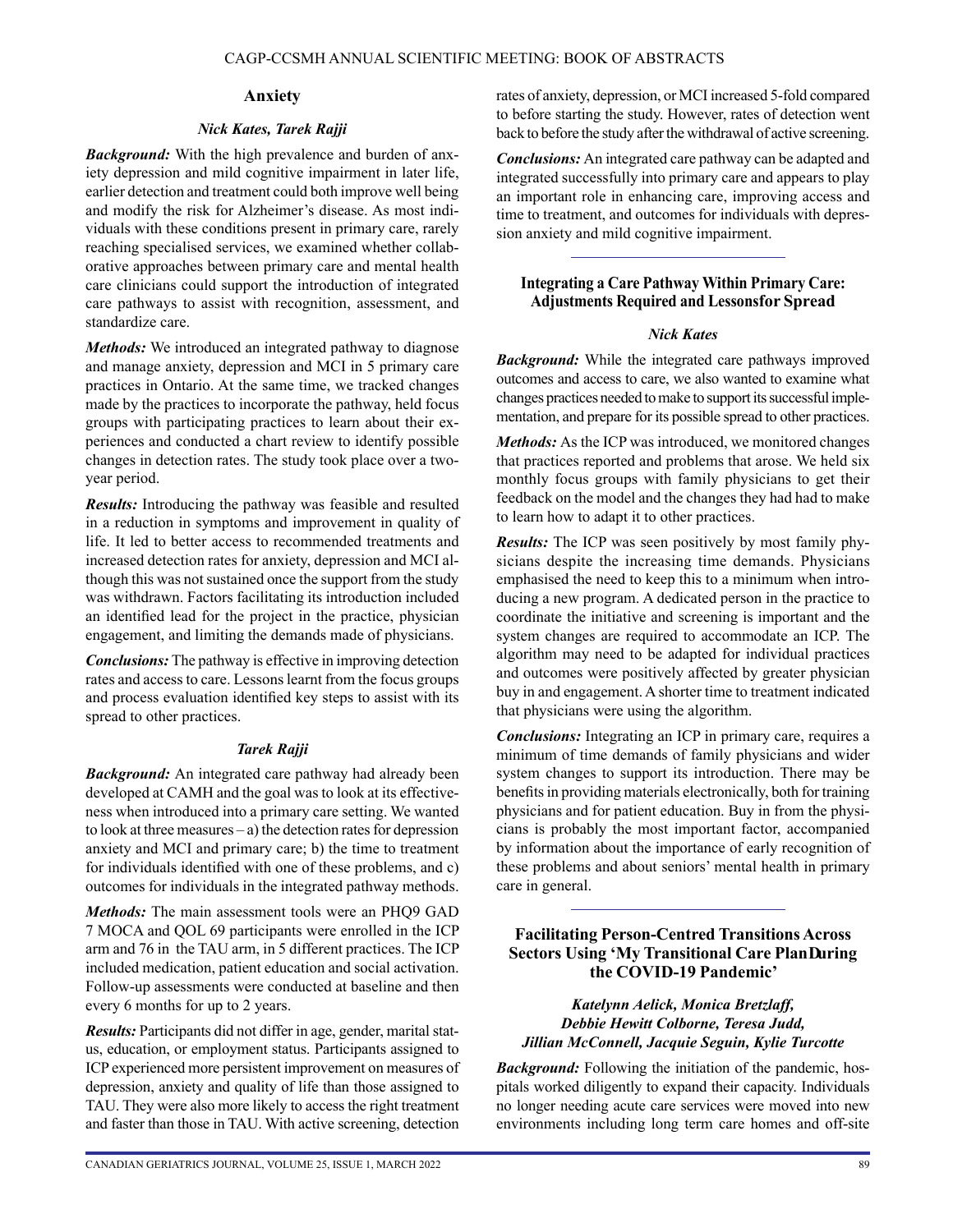## Anxiety

*Nick Kates, Tarek Rajji*

***Background:*** With the high prevalence and burden of anxiety depression and mild cognitive impairment in later life, earlier detection and treatment could both improve well being and modify the risk for Alzheimer's disease. As most individuals with these conditions present in primary care, rarely reaching specialised services, we examined whether collaborative approaches between primary care and mental health care clinicians could support the introduction of integrated care pathways to assist with recognition, assessment, and standardize care.

***Methods:*** We introduced an integrated pathway to diagnose and manage anxiety, depression and MCI in 5 primary care practices in Ontario. At the same time, we tracked changes made by the practices to incorporate the pathway, held focus groups with participating practices to learn about their experiences and conducted a chart review to identify possible changes in detection rates. The study took place over a two-year period.

***Results:*** Introducing the pathway was feasible and resulted in a reduction in symptoms and improvement in quality of life. It led to better access to recommended treatments and increased detection rates for anxiety, depression and MCI although this was not sustained once the support from the study was withdrawn. Factors facilitating its introduction included an identified lead for the project in the practice, physician engagement, and limiting the demands made of physicians.

***Conclusions:*** The pathway is effective in improving detection rates and access to care. Lessons learnt from the focus groups and process evaluation identified key steps to assist with its spread to other practices.

*Tarek Rajji*

***Background:*** An integrated care pathway had already been developed at CAMH and the goal was to look at its effectiveness when introduced into a primary care setting. We wanted to look at three measures – a) the detection rates for depression anxiety and MCI and primary care; b) the time to treatment for individuals identified with one of these problems, and c) outcomes for individuals in the integrated pathway methods.

***Methods:*** The main assessment tools were an PHQ9 GAD 7 MOCA and QOL 69 participants were enrolled in the ICP arm and 76 in the TAU arm, in 5 different practices. The ICP included medication, patient education and social activation. Follow-up assessments were conducted at baseline and then every 6 months for up to 2 years.

***Results:*** Participants did not differ in age, gender, marital status, education, or employment status. Participants assigned to ICP experienced more persistent improvement on measures of depression, anxiety and quality of life than those assigned to TAU. They were also more likely to access the right treatment and faster than those in TAU. With active screening, detection rates of anxiety, depression, or MCI increased 5-fold compared to before starting the study. However, rates of detection went back to before the study after the withdrawal of active screening.

***Conclusions:*** An integrated care pathway can be adapted and integrated successfully into primary care and appears to play an important role in enhancing care, improving access and time to treatment, and outcomes for individuals with depression anxiety and mild cognitive impairment.

---

## Integrating a Care Pathway Within Primary Care: Adjustments Required and Lessonsfor Spread

*Nick Kates*

***Background:*** While the integrated care pathways improved outcomes and access to care, we also wanted to examine what changes practices needed to make to support its successful implementation, and prepare for its possible spread to other practices.

***Methods:*** As the ICP was introduced, we monitored changes that practices reported and problems that arose. We held six monthly focus groups with family physicians to get their feedback on the model and the changes they had had to make to learn how to adapt it to other practices.

***Results:*** The ICP was seen positively by most family physicians despite the increasing time demands. Physicians emphasised the need to keep this to a minimum when introducing a new program. A dedicated person in the practice to coordinate the initiative and screening is important and the system changes are required to accommodate an ICP. The algorithm may need to be adapted for individual practices and outcomes were positively affected by greater physician buy in and engagement. A shorter time to treatment indicated that physicians were using the algorithm.

***Conclusions:*** Integrating an ICP in primary care, requires a minimum of time demands of family physicians and wider system changes to support its introduction. There may be benefits in providing materials electronically, both for training physicians and for patient education. Buy in from the physicians is probably the most important factor, accompanied by information about the importance of early recognition of these problems and about seniors' mental health in primary care in general.

---

## Facilitating Person-Centred Transitions Across Sectors Using 'My Transitional Care PlanDuring the COVID-19 Pandemic'

*Katelynn Aelick, Monica Bretzlaff, Debbie Hewitt Colborne, Teresa Judd, Jillian McConnell, Jacquie Seguin, Kylie Turcotte*

***Background:*** Following the initiation of the pandemic, hospitals worked diligently to expand their capacity. Individuals no longer needing acute care services were moved into new environments including long term care homes and off-site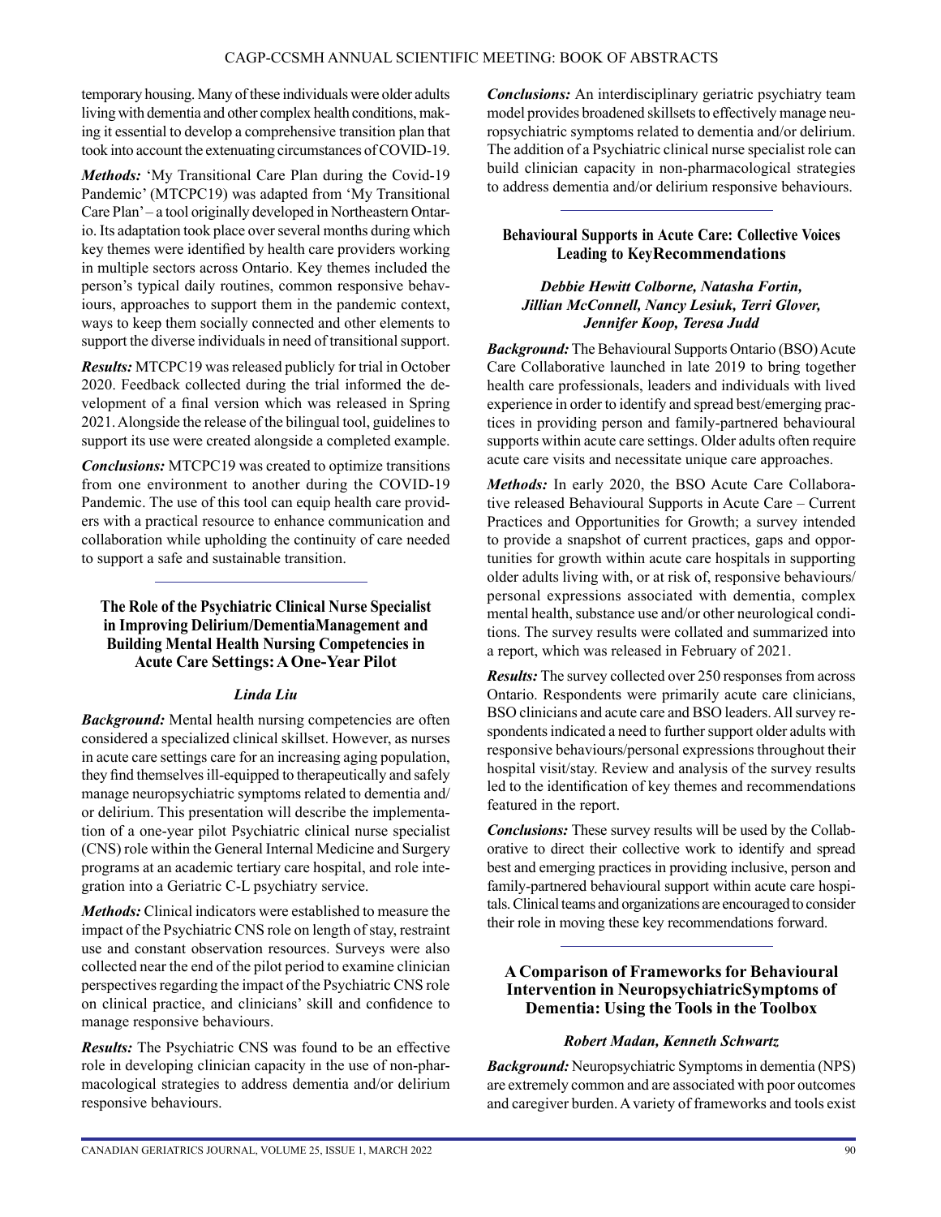temporary housing. Many of these individuals were older adults living with dementia and other complex health conditions, making it essential to develop a comprehensive transition plan that took into account the extenuating circumstances of COVID-19.

***Methods:*** 'My Transitional Care Plan during the Covid-19 Pandemic' (MTCPC19) was adapted from 'My Transitional Care Plan' – a tool originally developed in Northeastern Ontario. Its adaptation took place over several months during which key themes were identified by health care providers working in multiple sectors across Ontario. Key themes included the person's typical daily routines, common responsive behaviours, approaches to support them in the pandemic context, ways to keep them socially connected and other elements to support the diverse individuals in need of transitional support.

***Results:*** MTCPC19 was released publicly for trial in October 2020. Feedback collected during the trial informed the development of a final version which was released in Spring 2021. Alongside the release of the bilingual tool, guidelines to support its use were created alongside a completed example.

***Conclusions:*** MTCPC19 was created to optimize transitions from one environment to another during the COVID-19 Pandemic. The use of this tool can equip health care providers with a practical resource to enhance communication and collaboration while upholding the continuity of care needed to support a safe and sustainable transition.

---

## The Role of the Psychiatric Clinical Nurse Specialist in Improving Delirium/DementiaManagement and Building Mental Health Nursing Competencies in Acute Care Settings: A One-Year Pilot

***Linda Liu***

***Background:*** Mental health nursing competencies are often considered a specialized clinical skillset. However, as nurses in acute care settings care for an increasing aging population, they find themselves ill-equipped to therapeutically and safely manage neuropsychiatric symptoms related to dementia and/or delirium. This presentation will describe the implementation of a one-year pilot Psychiatric clinical nurse specialist (CNS) role within the General Internal Medicine and Surgery programs at an academic tertiary care hospital, and role integration into a Geriatric C-L psychiatry service.

***Methods:*** Clinical indicators were established to measure the impact of the Psychiatric CNS role on length of stay, restraint use and constant observation resources. Surveys were also collected near the end of the pilot period to examine clinician perspectives regarding the impact of the Psychiatric CNS role on clinical practice, and clinicians' skill and confidence to manage responsive behaviours.

***Results:*** The Psychiatric CNS was found to be an effective role in developing clinician capacity in the use of non-pharmacological strategies to address dementia and/or delirium responsive behaviours.

***Conclusions:*** An interdisciplinary geriatric psychiatry team model provides broadened skillsets to effectively manage neuropsychiatric symptoms related to dementia and/or delirium. The addition of a Psychiatric clinical nurse specialist role can build clinician capacity in non-pharmacological strategies to address dementia and/or delirium responsive behaviours.

---

## Behavioural Supports in Acute Care: Collective Voices Leading to KeyRecommendations

***Debbie Hewitt Colborne, Natasha Fortin, Jillian McConnell, Nancy Lesiuk, Terri Glover, Jennifer Koop, Teresa Judd***

***Background:*** The Behavioural Supports Ontario (BSO) Acute Care Collaborative launched in late 2019 to bring together health care professionals, leaders and individuals with lived experience in order to identify and spread best/emerging practices in providing person and family-partnered behavioural supports within acute care settings. Older adults often require acute care visits and necessitate unique care approaches.

***Methods:*** In early 2020, the BSO Acute Care Collaborative released Behavioural Supports in Acute Care – Current Practices and Opportunities for Growth; a survey intended to provide a snapshot of current practices, gaps and opportunities for growth within acute care hospitals in supporting older adults living with, or at risk of, responsive behaviours/personal expressions associated with dementia, complex mental health, substance use and/or other neurological conditions. The survey results were collated and summarized into a report, which was released in February of 2021.

***Results:*** The survey collected over 250 responses from across Ontario. Respondents were primarily acute care clinicians, BSO clinicians and acute care and BSO leaders. All survey respondents indicated a need to further support older adults with responsive behaviours/personal expressions throughout their hospital visit/stay. Review and analysis of the survey results led to the identification of key themes and recommendations featured in the report.

***Conclusions:*** These survey results will be used by the Collaborative to direct their collective work to identify and spread best and emerging practices in providing inclusive, person and family-partnered behavioural support within acute care hospitals. Clinical teams and organizations are encouraged to consider their role in moving these key recommendations forward.

---

## A Comparison of Frameworks for Behavioural Intervention in NeuropsychiatricSymptoms of Dementia: Using the Tools in the Toolbox

***Robert Madan, Kenneth Schwartz***

***Background:*** Neuropsychiatric Symptoms in dementia (NPS) are extremely common and are associated with poor outcomes and caregiver burden. A variety of frameworks and tools exist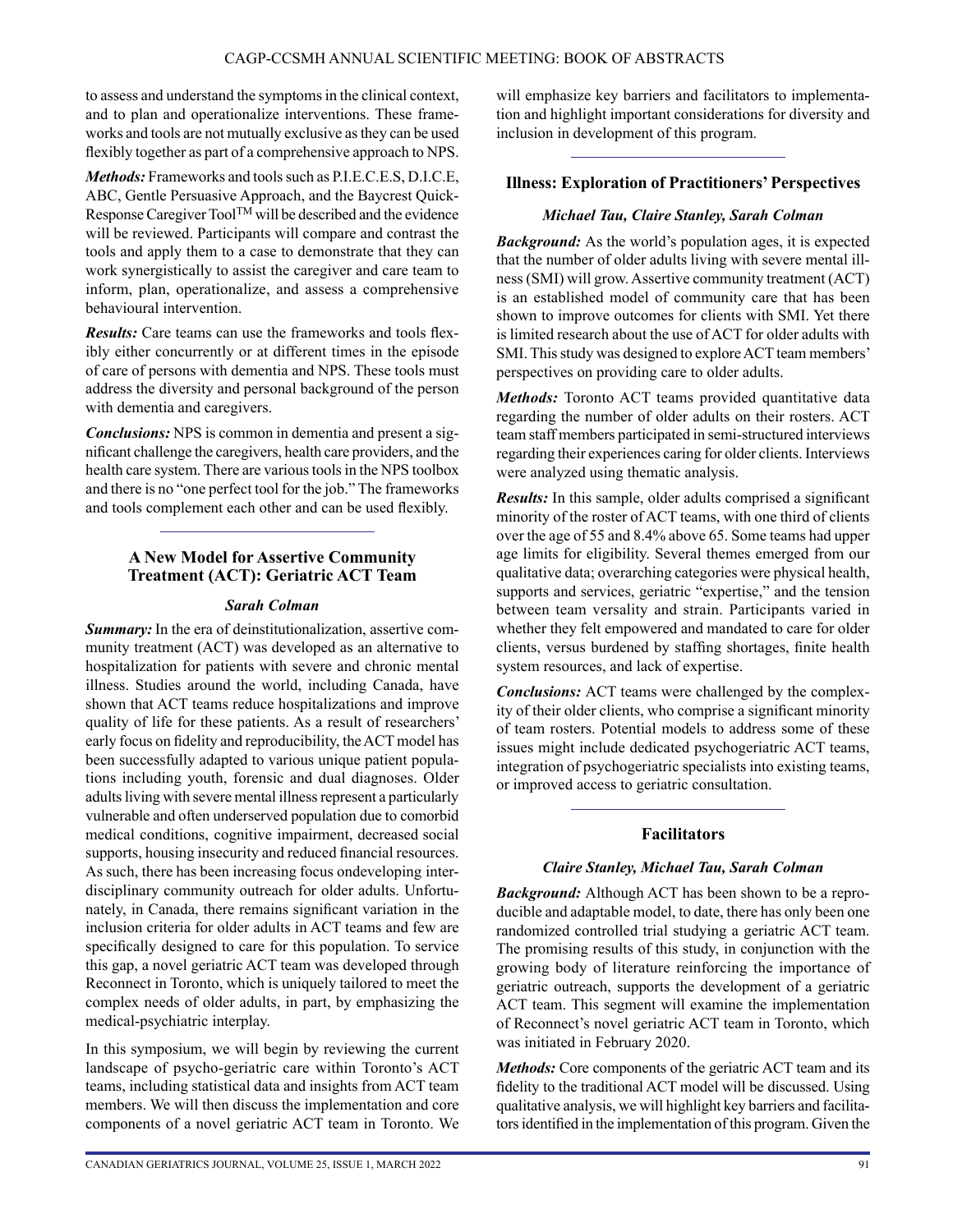to assess and understand the symptoms in the clinical context, and to plan and operationalize interventions. These frameworks and tools are not mutually exclusive as they can be used flexibly together as part of a comprehensive approach to NPS.

***Methods:*** Frameworks and tools such as P.I.E.C.E.S, D.I.C.E, ABC, Gentle Persuasive Approach, and the Baycrest Quick-Response Caregiver Tool™ will be described and the evidence will be reviewed. Participants will compare and contrast the tools and apply them to a case to demonstrate that they can work synergistically to assist the caregiver and care team to inform, plan, operationalize, and assess a comprehensive behavioural intervention.

***Results:*** Care teams can use the frameworks and tools flexibly either concurrently or at different times in the episode of care of persons with dementia and NPS. These tools must address the diversity and personal background of the person with dementia and caregivers.

***Conclusions:*** NPS is common in dementia and present a significant challenge the caregivers, health care providers, and the health care system. There are various tools in the NPS toolbox and there is no "one perfect tool for the job." The frameworks and tools complement each other and can be used flexibly.

---

### A New Model for Assertive Community Treatment (ACT): Geriatric ACT Team

***Sarah Colman***

***Summary:*** In the era of deinstitutionalization, assertive community treatment (ACT) was developed as an alternative to hospitalization for patients with severe and chronic mental illness. Studies around the world, including Canada, have shown that ACT teams reduce hospitalizations and improve quality of life for these patients. As a result of researchers' early focus on fidelity and reproducibility, the ACT model has been successfully adapted to various unique patient populations including youth, forensic and dual diagnoses. Older adults living with severe mental illness represent a particularly vulnerable and often underserved population due to comorbid medical conditions, cognitive impairment, decreased social supports, housing insecurity and reduced financial resources. As such, there has been increasing focus ondeveloping interdisciplinary community outreach for older adults. Unfortunately, in Canada, there remains significant variation in the inclusion criteria for older adults in ACT teams and few are specifically designed to care for this population. To service this gap, a novel geriatric ACT team was developed through Reconnect in Toronto, which is uniquely tailored to meet the complex needs of older adults, in part, by emphasizing the medical-psychiatric interplay.

In this symposium, we will begin by reviewing the current landscape of psycho-geriatric care within Toronto's ACT teams, including statistical data and insights from ACT team members. We will then discuss the implementation and core components of a novel geriatric ACT team in Toronto. We will emphasize key barriers and facilitators to implementation and highlight important considerations for diversity and inclusion in development of this program.

---

### Illness: Exploration of Practitioners' Perspectives

***Michael Tau, Claire Stanley, Sarah Colman***

***Background:*** As the world's population ages, it is expected that the number of older adults living with severe mental illness (SMI) will grow. Assertive community treatment (ACT) is an established model of community care that has been shown to improve outcomes for clients with SMI. Yet there is limited research about the use of ACT for older adults with SMI. This study was designed to explore ACT team members' perspectives on providing care to older adults.

***Methods:*** Toronto ACT teams provided quantitative data regarding the number of older adults on their rosters. ACT team staff members participated in semi-structured interviews regarding their experiences caring for older clients. Interviews were analyzed using thematic analysis.

***Results:*** In this sample, older adults comprised a significant minority of the roster of ACT teams, with one third of clients over the age of 55 and 8.4% above 65. Some teams had upper age limits for eligibility. Several themes emerged from our qualitative data; overarching categories were physical health, supports and services, geriatric "expertise," and the tension between team versality and strain. Participants varied in whether they felt empowered and mandated to care for older clients, versus burdened by staffing shortages, finite health system resources, and lack of expertise.

***Conclusions:*** ACT teams were challenged by the complexity of their older clients, who comprise a significant minority of team rosters. Potential models to address some of these issues might include dedicated psychogeriatric ACT teams, integration of psychogeriatric specialists into existing teams, or improved access to geriatric consultation.

---

### Facilitators

***Claire Stanley, Michael Tau, Sarah Colman***

***Background:*** Although ACT has been shown to be a reproducible and adaptable model, to date, there has only been one randomized controlled trial studying a geriatric ACT team. The promising results of this study, in conjunction with the growing body of literature reinforcing the importance of geriatric outreach, supports the development of a geriatric ACT team. This segment will examine the implementation of Reconnect's novel geriatric ACT team in Toronto, which was initiated in February 2020.

***Methods:*** Core components of the geriatric ACT team and its fidelity to the traditional ACT model will be discussed. Using qualitative analysis, we will highlight key barriers and facilitators identified in the implementation of this program. Given the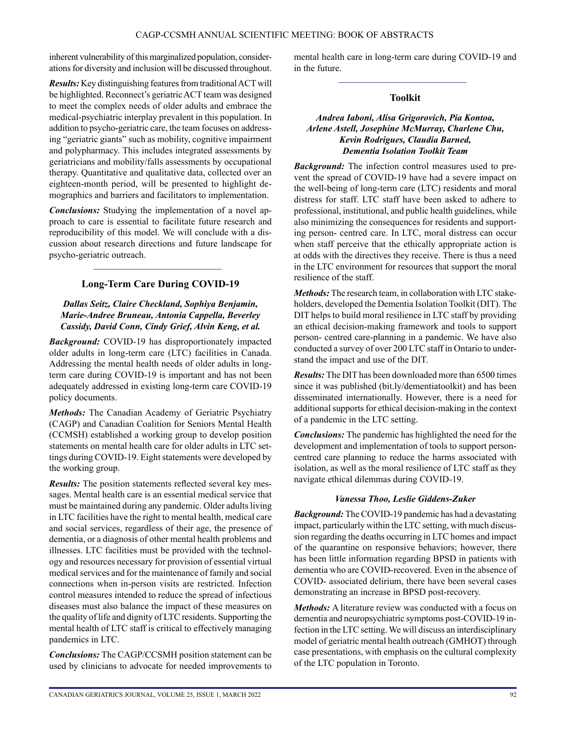inherent vulnerability of this marginalized population, considerations for diversity and inclusion will be discussed throughout.

***Results:*** Key distinguishing features from traditional ACT will be highlighted. Reconnect's geriatric ACT team was designed to meet the complex needs of older adults and embrace the medical-psychiatric interplay prevalent in this population. In addition to psycho-geriatric care, the team focuses on addressing "geriatric giants" such as mobility, cognitive impairment and polypharmacy. This includes integrated assessments by geriatricians and mobility/falls assessments by occupational therapy. Quantitative and qualitative data, collected over an eighteen-month period, will be presented to highlight demographics and barriers and facilitators to implementation.

***Conclusions:*** Studying the implementation of a novel approach to care is essential to facilitate future research and reproducibility of this model. We will conclude with a discussion about research directions and future landscape for psycho-geriatric outreach.

---

### Long-Term Care During COVID-19

***Dallas Seitz, Claire Checkland, Sophiya Benjamin, Marie-Andree Bruneau, Antonia Cappella, Beverley Cassidy, David Conn, Cindy Grief, Alvin Keng, et al.***

***Background:*** COVID-19 has disproportionately impacted older adults in long-term care (LTC) facilities in Canada. Addressing the mental health needs of older adults in long-term care during COVID-19 is important and has not been adequately addressed in existing long-term care COVID-19 policy documents.

***Methods:*** The Canadian Academy of Geriatric Psychiatry (CAGP) and Canadian Coalition for Seniors Mental Health (CCMSH) established a working group to develop position statements on mental health care for older adults in LTC settings during COVID-19. Eight statements were developed by the working group.

***Results:*** The position statements reflected several key messages. Mental health care is an essential medical service that must be maintained during any pandemic. Older adults living in LTC facilities have the right to mental health, medical care and social services, regardless of their age, the presence of dementia, or a diagnosis of other mental health problems and illnesses. LTC facilities must be provided with the technology and resources necessary for provision of essential virtual medical services and for the maintenance of family and social connections when in-person visits are restricted. Infection control measures intended to reduce the spread of infectious diseases must also balance the impact of these measures on the quality of life and dignity of LTC residents. Supporting the mental health of LTC staff is critical to effectively managing pandemics in LTC.

***Conclusions:*** The CAGP/CCSMH position statement can be used by clinicians to advocate for needed improvements to mental health care in long-term care during COVID-19 and in the future.

---

### Toolkit

***Andrea Iaboni, Alisa Grigorovich, Pia Kontoa, Arlene Astell, Josephine McMurray, Charlene Chu, Kevin Rodrigues, Claudia Barned, Dementia Isolation Toolkit Team***

***Background:*** The infection control measures used to prevent the spread of COVID-19 have had a severe impact on the well-being of long-term care (LTC) residents and moral distress for staff. LTC staff have been asked to adhere to professional, institutional, and public health guidelines, while also minimizing the consequences for residents and supporting person- centred care. In LTC, moral distress can occur when staff perceive that the ethically appropriate action is at odds with the directives they receive. There is thus a need in the LTC environment for resources that support the moral resilience of the staff.

***Methods:*** The research team, in collaboration with LTC stakeholders, developed the Dementia Isolation Toolkit (DIT). The DIT helps to build moral resilience in LTC staff by providing an ethical decision-making framework and tools to support person- centred care-planning in a pandemic. We have also conducted a survey of over 200 LTC staff in Ontario to understand the impact and use of the DIT.

***Results:*** The DIT has been downloaded more than 6500 times since it was published (bit.ly/dementiatoolkit) and has been disseminated internationally. However, there is a need for additional supports for ethical decision-making in the context of a pandemic in the LTC setting.

***Conclusions:*** The pandemic has highlighted the need for the development and implementation of tools to support person-centred care planning to reduce the harms associated with isolation, as well as the moral resilience of LTC staff as they navigate ethical dilemmas during COVID-19.

***Vanessa Thoo, Leslie Giddens-Zuker***

***Background:*** The COVID-19 pandemic has had a devastating impact, particularly within the LTC setting, with much discussion regarding the deaths occurring in LTC homes and impact of the quarantine on responsive behaviors; however, there has been little information regarding BPSD in patients with dementia who are COVID-recovered. Even in the absence of COVID- associated delirium, there have been several cases demonstrating an increase in BPSD post-recovery.

***Methods:*** A literature review was conducted with a focus on dementia and neuropsychiatric symptoms post-COVID-19 infection in the LTC setting. We will discuss an interdisciplinary model of geriatric mental health outreach (GMHOT) through case presentations, with emphasis on the cultural complexity of the LTC population in Toronto.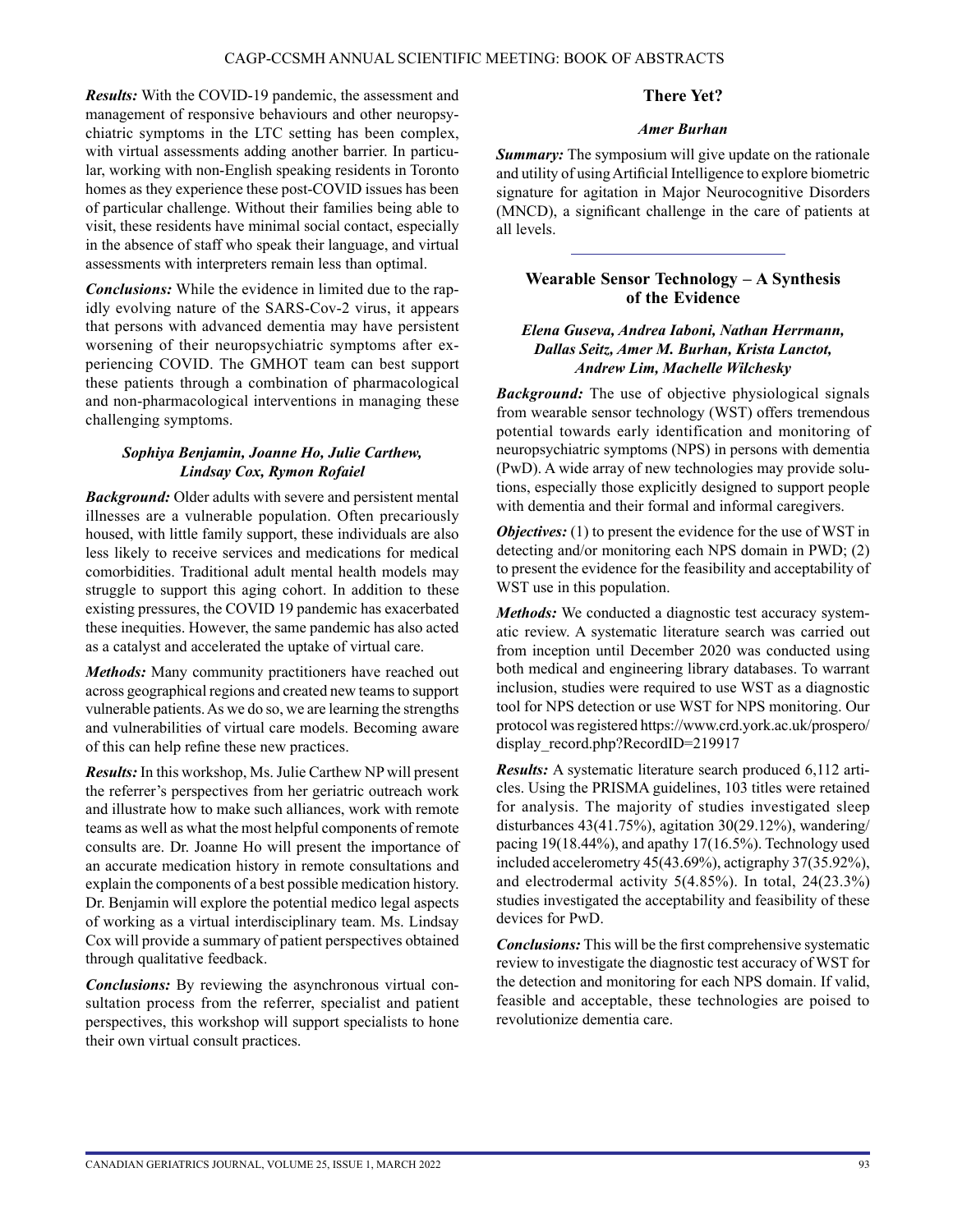***Results:*** With the COVID-19 pandemic, the assessment and management of responsive behaviours and other neuropsychiatric symptoms in the LTC setting has been complex, with virtual assessments adding another barrier. In particular, working with non-English speaking residents in Toronto homes as they experience these post-COVID issues has been of particular challenge. Without their families being able to visit, these residents have minimal social contact, especially in the absence of staff who speak their language, and virtual assessments with interpreters remain less than optimal.

***Conclusions:*** While the evidence in limited due to the rapidly evolving nature of the SARS-Cov-2 virus, it appears that persons with advanced dementia may have persistent worsening of their neuropsychiatric symptoms after experiencing COVID. The GMHOT team can best support these patients through a combination of pharmacological and non-pharmacological interventions in managing these challenging symptoms.

***Sophiya Benjamin, Joanne Ho, Julie Carthew, Lindsay Cox, Rymon Rofaiel***

***Background:*** Older adults with severe and persistent mental illnesses are a vulnerable population. Often precariously housed, with little family support, these individuals are also less likely to receive services and medications for medical comorbidities. Traditional adult mental health models may struggle to support this aging cohort. In addition to these existing pressures, the COVID 19 pandemic has exacerbated these inequities. However, the same pandemic has also acted as a catalyst and accelerated the uptake of virtual care.

***Methods:*** Many community practitioners have reached out across geographical regions and created new teams to support vulnerable patients. As we do so, we are learning the strengths and vulnerabilities of virtual care models. Becoming aware of this can help refine these new practices.

***Results:*** In this workshop, Ms. Julie Carthew NP will present the referrer's perspectives from her geriatric outreach work and illustrate how to make such alliances, work with remote teams as well as what the most helpful components of remote consults are. Dr. Joanne Ho will present the importance of an accurate medication history in remote consultations and explain the components of a best possible medication history. Dr. Benjamin will explore the potential medico legal aspects of working as a virtual interdisciplinary team. Ms. Lindsay Cox will provide a summary of patient perspectives obtained through qualitative feedback.

***Conclusions:*** By reviewing the asynchronous virtual consultation process from the referrer, specialist and patient perspectives, this workshop will support specialists to hone their own virtual consult practices.

### There Yet?

***Amer Burhan***

***Summary:*** The symposium will give update on the rationale and utility of using Artificial Intelligence to explore biometric signature for agitation in Major Neurocognitive Disorders (MNCD), a significant challenge in the care of patients at all levels.

---

### Wearable Sensor Technology – A Synthesis of the Evidence

***Elena Guseva, Andrea Iaboni, Nathan Herrmann, Dallas Seitz, Amer M. Burhan, Krista Lanctot, Andrew Lim, Machelle Wilchesky***

***Background:*** The use of objective physiological signals from wearable sensor technology (WST) offers tremendous potential towards early identification and monitoring of neuropsychiatric symptoms (NPS) in persons with dementia (PwD). A wide array of new technologies may provide solutions, especially those explicitly designed to support people with dementia and their formal and informal caregivers.

***Objectives:*** (1) to present the evidence for the use of WST in detecting and/or monitoring each NPS domain in PWD; (2) to present the evidence for the feasibility and acceptability of WST use in this population.

***Methods:*** We conducted a diagnostic test accuracy systematic review. A systematic literature search was carried out from inception until December 2020 was conducted using both medical and engineering library databases. To warrant inclusion, studies were required to use WST as a diagnostic tool for NPS detection or use WST for NPS monitoring. Our protocol was registered https://www.crd.york.ac.uk/prospero/display_record.php?RecordID=219917

***Results:*** A systematic literature search produced 6,112 articles. Using the PRISMA guidelines, 103 titles were retained for analysis. The majority of studies investigated sleep disturbances 43(41.75%), agitation 30(29.12%), wandering/pacing 19(18.44%), and apathy 17(16.5%). Technology used included accelerometry 45(43.69%), actigraphy 37(35.92%), and electrodermal activity 5(4.85%). In total, 24(23.3%) studies investigated the acceptability and feasibility of these devices for PwD.

***Conclusions:*** This will be the first comprehensive systematic review to investigate the diagnostic test accuracy of WST for the detection and monitoring for each NPS domain. If valid, feasible and acceptable, these technologies are poised to revolutionize dementia care.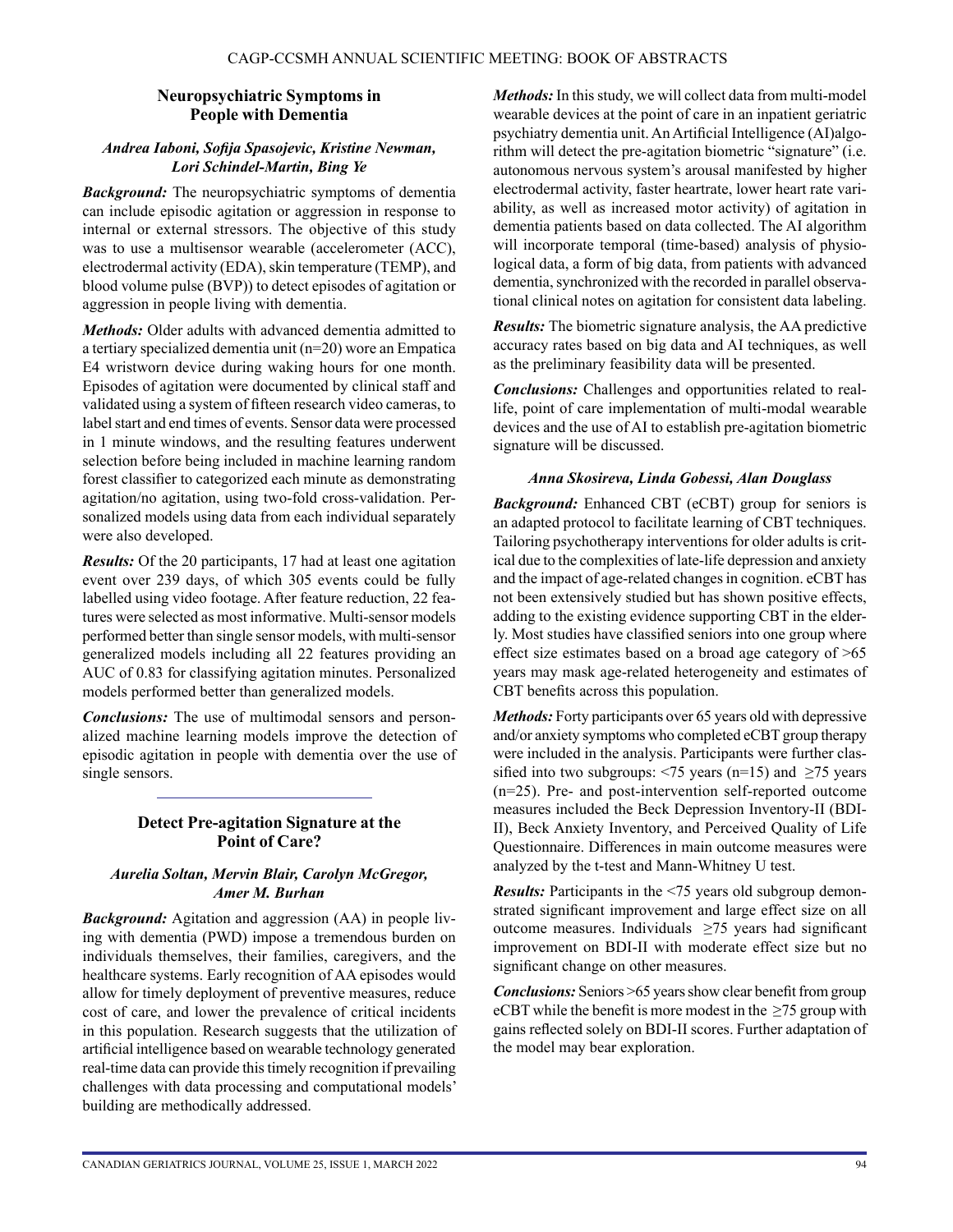## Neuropsychiatric Symptoms in People with Dementia

*Andrea Iaboni, Sofija Spasojevic, Kristine Newman, Lori Schindel-Martin, Bing Ye*

***Background:*** The neuropsychiatric symptoms of dementia can include episodic agitation or aggression in response to internal or external stressors. The objective of this study was to use a multisensor wearable (accelerometer (ACC), electrodermal activity (EDA), skin temperature (TEMP), and blood volume pulse (BVP)) to detect episodes of agitation or aggression in people living with dementia.

***Methods:*** Older adults with advanced dementia admitted to a tertiary specialized dementia unit (n=20) wore an Empatica E4 wristworn device during waking hours for one month. Episodes of agitation were documented by clinical staff and validated using a system of fifteen research video cameras, to label start and end times of events. Sensor data were processed in 1 minute windows, and the resulting features underwent selection before being included in machine learning random forest classifier to categorized each minute as demonstrating agitation/no agitation, using two-fold cross-validation. Personalized models using data from each individual separately were also developed.

***Results:*** Of the 20 participants, 17 had at least one agitation event over 239 days, of which 305 events could be fully labelled using video footage. After feature reduction, 22 features were selected as most informative. Multi-sensor models performed better than single sensor models, with multi-sensor generalized models including all 22 features providing an AUC of 0.83 for classifying agitation minutes. Personalized models performed better than generalized models.

***Conclusions:*** The use of multimodal sensors and personalized machine learning models improve the detection of episodic agitation in people with dementia over the use of single sensors.

---

## Detect Pre-agitation Signature at the Point of Care?

*Aurelia Soltan, Mervin Blair, Carolyn McGregor, Amer M. Burhan*

***Background:*** Agitation and aggression (AA) in people living with dementia (PWD) impose a tremendous burden on individuals themselves, their families, caregivers, and the healthcare systems. Early recognition of AA episodes would allow for timely deployment of preventive measures, reduce cost of care, and lower the prevalence of critical incidents in this population. Research suggests that the utilization of artificial intelligence based on wearable technology generated real-time data can provide this timely recognition if prevailing challenges with data processing and computational models' building are methodically addressed.

***Methods:*** In this study, we will collect data from multi-model wearable devices at the point of care in an inpatient geriatric psychiatry dementia unit. An Artificial Intelligence (AI)algorithm will detect the pre-agitation biometric "signature" (i.e. autonomous nervous system's arousal manifested by higher electrodermal activity, faster heartrate, lower heart rate variability, as well as increased motor activity) of agitation in dementia patients based on data collected. The AI algorithm will incorporate temporal (time-based) analysis of physiological data, a form of big data, from patients with advanced dementia, synchronized with the recorded in parallel observational clinical notes on agitation for consistent data labeling.

***Results:*** The biometric signature analysis, the AA predictive accuracy rates based on big data and AI techniques, as well as the preliminary feasibility data will be presented.

***Conclusions:*** Challenges and opportunities related to real-life, point of care implementation of multi-modal wearable devices and the use of AI to establish pre-agitation biometric signature will be discussed.

*Anna Skosireva, Linda Gobessi, Alan Douglass*

***Background:*** Enhanced CBT (eCBT) group for seniors is an adapted protocol to facilitate learning of CBT techniques. Tailoring psychotherapy interventions for older adults is critical due to the complexities of late-life depression and anxiety and the impact of age-related changes in cognition. eCBT has not been extensively studied but has shown positive effects, adding to the existing evidence supporting CBT in the elderly. Most studies have classified seniors into one group where effect size estimates based on a broad age category of >65 years may mask age-related heterogeneity and estimates of CBT benefits across this population.

***Methods:*** Forty participants over 65 years old with depressive and/or anxiety symptoms who completed eCBT group therapy were included in the analysis. Participants were further classified into two subgroups: <75 years (n=15) and ≥75 years (n=25). Pre- and post-intervention self-reported outcome measures included the Beck Depression Inventory-II (BDI-II), Beck Anxiety Inventory, and Perceived Quality of Life Questionnaire. Differences in main outcome measures were analyzed by the t-test and Mann-Whitney U test.

***Results:*** Participants in the <75 years old subgroup demonstrated significant improvement and large effect size on all outcome measures. Individuals ≥75 years had significant improvement on BDI-II with moderate effect size but no significant change on other measures.

***Conclusions:*** Seniors >65 years show clear benefit from group eCBT while the benefit is more modest in the ≥75 group with gains reflected solely on BDI-II scores. Further adaptation of the model may bear exploration.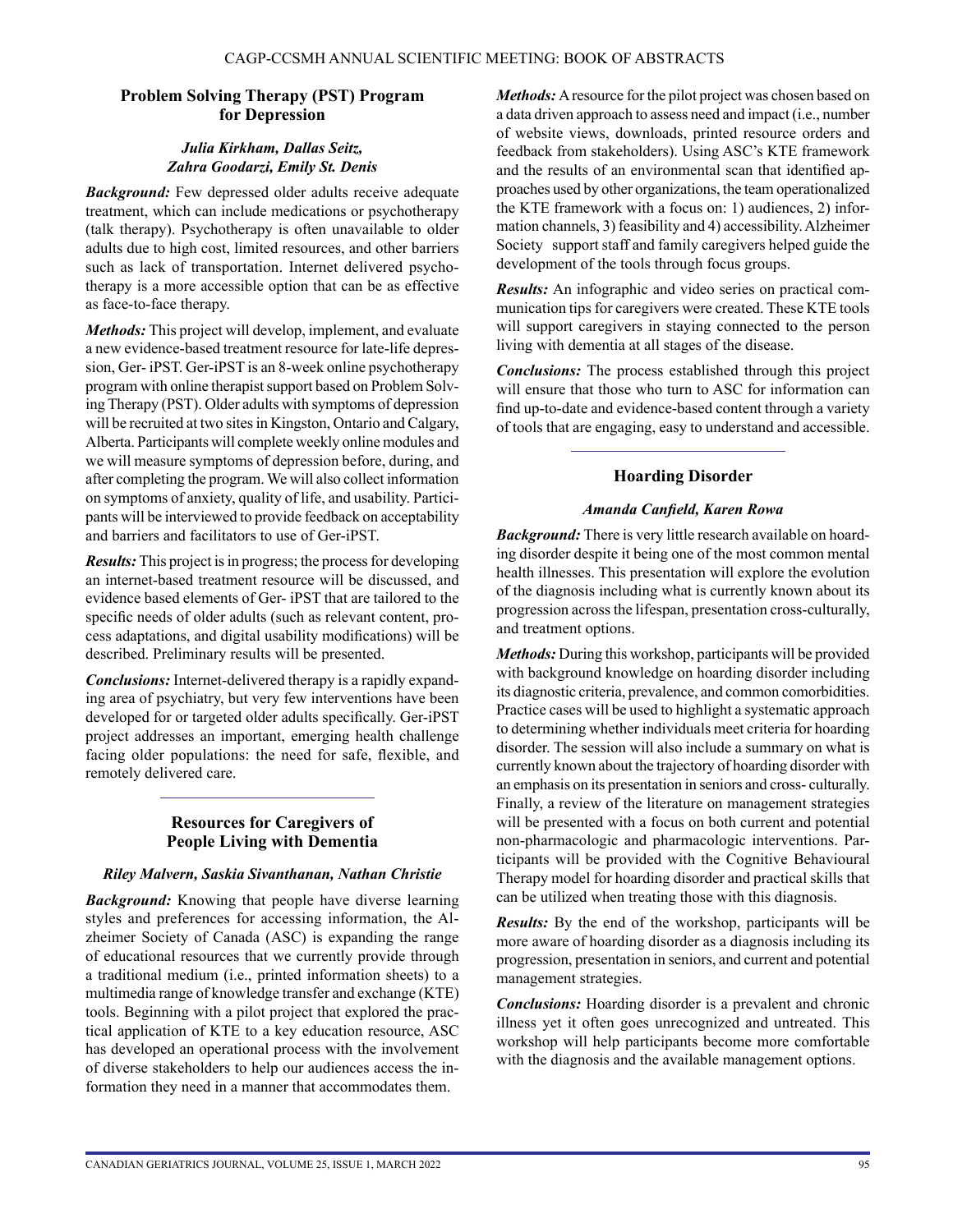## Problem Solving Therapy (PST) Program for Depression

***Julia Kirkham, Dallas Seitz, Zahra Goodarzi, Emily St. Denis***

***Background:*** Few depressed older adults receive adequate treatment, which can include medications or psychotherapy (talk therapy). Psychotherapy is often unavailable to older adults due to high cost, limited resources, and other barriers such as lack of transportation. Internet delivered psychotherapy is a more accessible option that can be as effective as face-to-face therapy.

***Methods:*** This project will develop, implement, and evaluate a new evidence-based treatment resource for late-life depression, Ger- iPST. Ger-iPST is an 8-week online psychotherapy program with online therapist support based on Problem Solving Therapy (PST). Older adults with symptoms of depression will be recruited at two sites in Kingston, Ontario and Calgary, Alberta. Participants will complete weekly online modules and we will measure symptoms of depression before, during, and after completing the program. We will also collect information on symptoms of anxiety, quality of life, and usability. Participants will be interviewed to provide feedback on acceptability and barriers and facilitators to use of Ger-iPST.

***Results:*** This project is in progress; the process for developing an internet-based treatment resource will be discussed, and evidence based elements of Ger- iPST that are tailored to the specific needs of older adults (such as relevant content, process adaptations, and digital usability modifications) will be described. Preliminary results will be presented.

***Conclusions:*** Internet-delivered therapy is a rapidly expanding area of psychiatry, but very few interventions have been developed for or targeted older adults specifically. Ger-iPST project addresses an important, emerging health challenge facing older populations: the need for safe, flexible, and remotely delivered care.

---

## Resources for Caregivers of People Living with Dementia

***Riley Malvern, Saskia Sivanthanan, Nathan Christie***

***Background:*** Knowing that people have diverse learning styles and preferences for accessing information, the Alzheimer Society of Canada (ASC) is expanding the range of educational resources that we currently provide through a traditional medium (i.e., printed information sheets) to a multimedia range of knowledge transfer and exchange (KTE) tools. Beginning with a pilot project that explored the practical application of KTE to a key education resource, ASC has developed an operational process with the involvement of diverse stakeholders to help our audiences access the information they need in a manner that accommodates them.

***Methods:*** A resource for the pilot project was chosen based on a data driven approach to assess need and impact (i.e., number of website views, downloads, printed resource orders and feedback from stakeholders). Using ASC's KTE framework and the results of an environmental scan that identified approaches used by other organizations, the team operationalized the KTE framework with a focus on: 1) audiences, 2) information channels, 3) feasibility and 4) accessibility. Alzheimer Society support staff and family caregivers helped guide the development of the tools through focus groups.

***Results:*** An infographic and video series on practical communication tips for caregivers were created. These KTE tools will support caregivers in staying connected to the person living with dementia at all stages of the disease.

***Conclusions:*** The process established through this project will ensure that those who turn to ASC for information can find up-to-date and evidence-based content through a variety of tools that are engaging, easy to understand and accessible.

---

## Hoarding Disorder

***Amanda Canfield, Karen Rowa***

***Background:*** There is very little research available on hoarding disorder despite it being one of the most common mental health illnesses. This presentation will explore the evolution of the diagnosis including what is currently known about its progression across the lifespan, presentation cross-culturally, and treatment options.

***Methods:*** During this workshop, participants will be provided with background knowledge on hoarding disorder including its diagnostic criteria, prevalence, and common comorbidities. Practice cases will be used to highlight a systematic approach to determining whether individuals meet criteria for hoarding disorder. The session will also include a summary on what is currently known about the trajectory of hoarding disorder with an emphasis on its presentation in seniors and cross- culturally. Finally, a review of the literature on management strategies will be presented with a focus on both current and potential non-pharmacologic and pharmacologic interventions. Participants will be provided with the Cognitive Behavioural Therapy model for hoarding disorder and practical skills that can be utilized when treating those with this diagnosis.

***Results:*** By the end of the workshop, participants will be more aware of hoarding disorder as a diagnosis including its progression, presentation in seniors, and current and potential management strategies.

***Conclusions:*** Hoarding disorder is a prevalent and chronic illness yet it often goes unrecognized and untreated. This workshop will help participants become more comfortable with the diagnosis and the available management options.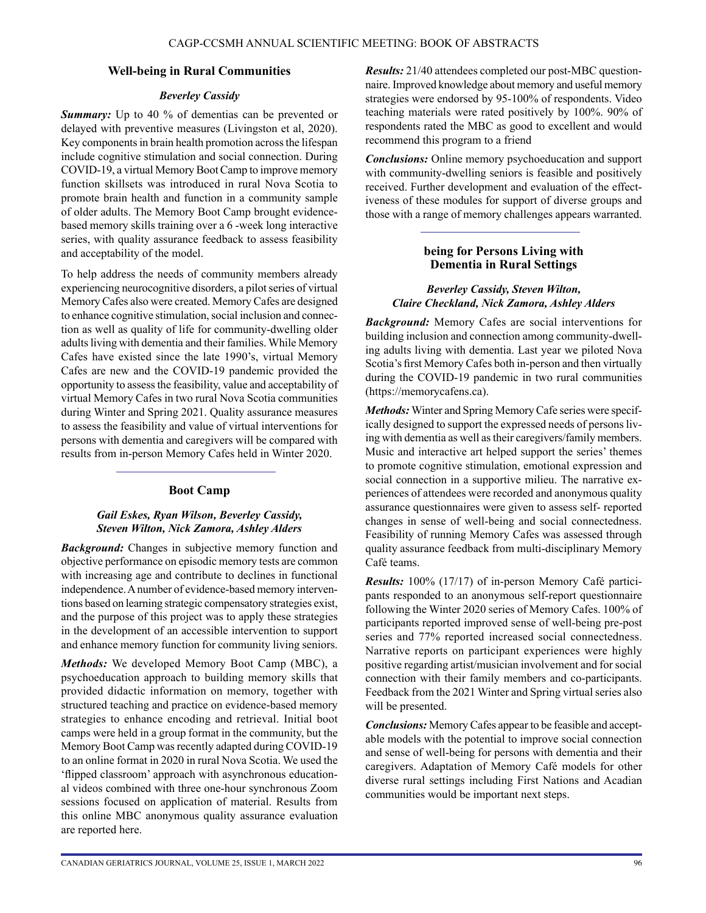### Well-being in Rural Communities

***Beverley Cassidy***

***Summary:*** Up to 40 % of dementias can be prevented or delayed with preventive measures (Livingston et al, 2020). Key components in brain health promotion across the lifespan include cognitive stimulation and social connection. During COVID-19, a virtual Memory Boot Camp to improve memory function skillsets was introduced in rural Nova Scotia to promote brain health and function in a community sample of older adults. The Memory Boot Camp brought evidence-based memory skills training over a 6 -week long interactive series, with quality assurance feedback to assess feasibility and acceptability of the model.

To help address the needs of community members already experiencing neurocognitive disorders, a pilot series of virtual Memory Cafes also were created. Memory Cafes are designed to enhance cognitive stimulation, social inclusion and connection as well as quality of life for community-dwelling older adults living with dementia and their families. While Memory Cafes have existed since the late 1990's, virtual Memory Cafes are new and the COVID-19 pandemic provided the opportunity to assess the feasibility, value and acceptability of virtual Memory Cafes in two rural Nova Scotia communities during Winter and Spring 2021. Quality assurance measures to assess the feasibility and value of virtual interventions for persons with dementia and caregivers will be compared with results from in-person Memory Cafes held in Winter 2020.

---

### Boot Camp

***Gail Eskes, Ryan Wilson, Beverley Cassidy, Steven Wilton, Nick Zamora, Ashley Alders***

***Background:*** Changes in subjective memory function and objective performance on episodic memory tests are common with increasing age and contribute to declines in functional independence. A number of evidence-based memory interventions based on learning strategic compensatory strategies exist, and the purpose of this project was to apply these strategies in the development of an accessible intervention to support and enhance memory function for community living seniors.

***Methods:*** We developed Memory Boot Camp (MBC), a psychoeducation approach to building memory skills that provided didactic information on memory, together with structured teaching and practice on evidence-based memory strategies to enhance encoding and retrieval. Initial boot camps were held in a group format in the community, but the Memory Boot Camp was recently adapted during COVID-19 to an online format in 2020 in rural Nova Scotia. We used the 'flipped classroom' approach with asynchronous educational videos combined with three one-hour synchronous Zoom sessions focused on application of material. Results from this online MBC anonymous quality assurance evaluation are reported here.

***Results:*** 21/40 attendees completed our post-MBC questionnaire. Improved knowledge about memory and useful memory strategies were endorsed by 95-100% of respondents. Video teaching materials were rated positively by 100%. 90% of respondents rated the MBC as good to excellent and would recommend this program to a friend

***Conclusions:*** Online memory psychoeducation and support with community-dwelling seniors is feasible and positively received. Further development and evaluation of the effectiveness of these modules for support of diverse groups and those with a range of memory challenges appears warranted.

---

### being for Persons Living with Dementia in Rural Settings

***Beverley Cassidy, Steven Wilton, Claire Checkland, Nick Zamora, Ashley Alders***

***Background:*** Memory Cafes are social interventions for building inclusion and connection among community-dwelling adults living with dementia. Last year we piloted Nova Scotia's first Memory Cafes both in-person and then virtually during the COVID-19 pandemic in two rural communities (https://memorycafens.ca).

***Methods:*** Winter and Spring Memory Cafe series were specifically designed to support the expressed needs of persons living with dementia as well as their caregivers/family members. Music and interactive art helped support the series' themes to promote cognitive stimulation, emotional expression and social connection in a supportive milieu. The narrative experiences of attendees were recorded and anonymous quality assurance questionnaires were given to assess self- reported changes in sense of well-being and social connectedness. Feasibility of running Memory Cafes was assessed through quality assurance feedback from multi-disciplinary Memory Café teams.

***Results:*** 100% (17/17) of in-person Memory Café participants responded to an anonymous self-report questionnaire following the Winter 2020 series of Memory Cafes. 100% of participants reported improved sense of well-being pre-post series and 77% reported increased social connectedness. Narrative reports on participant experiences were highly positive regarding artist/musician involvement and for social connection with their family members and co-participants. Feedback from the 2021 Winter and Spring virtual series also will be presented.

***Conclusions:*** Memory Cafes appear to be feasible and acceptable models with the potential to improve social connection and sense of well-being for persons with dementia and their caregivers. Adaptation of Memory Café models for other diverse rural settings including First Nations and Acadian communities would be important next steps.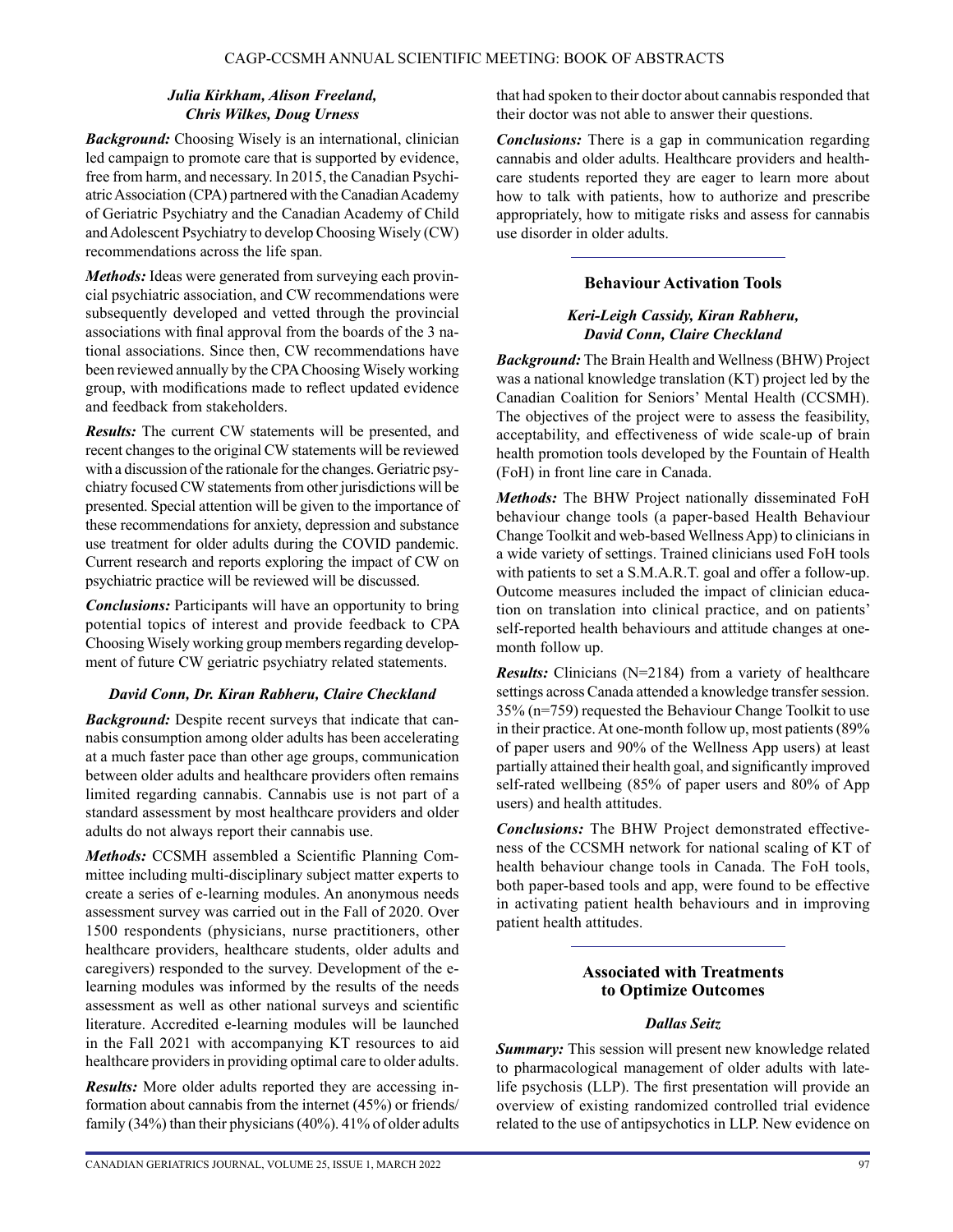***Julia Kirkham, Alison Freeland, Chris Wilkes, Doug Urness***

***Background:*** Choosing Wisely is an international, clinician led campaign to promote care that is supported by evidence, free from harm, and necessary. In 2015, the Canadian Psychiatric Association (CPA) partnered with the Canadian Academy of Geriatric Psychiatry and the Canadian Academy of Child and Adolescent Psychiatry to develop Choosing Wisely (CW) recommendations across the life span.

***Methods:*** Ideas were generated from surveying each provincial psychiatric association, and CW recommendations were subsequently developed and vetted through the provincial associations with final approval from the boards of the 3 national associations. Since then, CW recommendations have been reviewed annually by the CPA Choosing Wisely working group, with modifications made to reflect updated evidence and feedback from stakeholders.

***Results:*** The current CW statements will be presented, and recent changes to the original CW statements will be reviewed with a discussion of the rationale for the changes. Geriatric psychiatry focused CW statements from other jurisdictions will be presented. Special attention will be given to the importance of these recommendations for anxiety, depression and substance use treatment for older adults during the COVID pandemic. Current research and reports exploring the impact of CW on psychiatric practice will be reviewed will be discussed.

***Conclusions:*** Participants will have an opportunity to bring potential topics of interest and provide feedback to CPA Choosing Wisely working group members regarding development of future CW geriatric psychiatry related statements.

***David Conn, Dr. Kiran Rabheru, Claire Checkland***

***Background:*** Despite recent surveys that indicate that cannabis consumption among older adults has been accelerating at a much faster pace than other age groups, communication between older adults and healthcare providers often remains limited regarding cannabis. Cannabis use is not part of a standard assessment by most healthcare providers and older adults do not always report their cannabis use.

***Methods:*** CCSMH assembled a Scientific Planning Committee including multi-disciplinary subject matter experts to create a series of e-learning modules. An anonymous needs assessment survey was carried out in the Fall of 2020. Over 1500 respondents (physicians, nurse practitioners, other healthcare providers, healthcare students, older adults and caregivers) responded to the survey. Development of the e-learning modules was informed by the results of the needs assessment as well as other national surveys and scientific literature. Accredited e-learning modules will be launched in the Fall 2021 with accompanying KT resources to aid healthcare providers in providing optimal care to older adults.

***Results:*** More older adults reported they are accessing information about cannabis from the internet (45%) or friends/family (34%) than their physicians (40%). 41% of older adults that had spoken to their doctor about cannabis responded that their doctor was not able to answer their questions.

***Conclusions:*** There is a gap in communication regarding cannabis and older adults. Healthcare providers and healthcare students reported they are eager to learn more about how to talk with patients, how to authorize and prescribe appropriately, how to mitigate risks and assess for cannabis use disorder in older adults.

---

## Behaviour Activation Tools

***Keri-Leigh Cassidy, Kiran Rabheru, David Conn, Claire Checkland***

***Background:*** The Brain Health and Wellness (BHW) Project was a national knowledge translation (KT) project led by the Canadian Coalition for Seniors' Mental Health (CCSMH). The objectives of the project were to assess the feasibility, acceptability, and effectiveness of wide scale-up of brain health promotion tools developed by the Fountain of Health (FoH) in front line care in Canada.

***Methods:*** The BHW Project nationally disseminated FoH behaviour change tools (a paper-based Health Behaviour Change Toolkit and web-based Wellness App) to clinicians in a wide variety of settings. Trained clinicians used FoH tools with patients to set a S.M.A.R.T. goal and offer a follow-up. Outcome measures included the impact of clinician education on translation into clinical practice, and on patients' self-reported health behaviours and attitude changes at one-month follow up.

***Results:*** Clinicians (N=2184) from a variety of healthcare settings across Canada attended a knowledge transfer session. 35% (n=759) requested the Behaviour Change Toolkit to use in their practice. At one-month follow up, most patients (89% of paper users and 90% of the Wellness App users) at least partially attained their health goal, and significantly improved self-rated wellbeing (85% of paper users and 80% of App users) and health attitudes.

***Conclusions:*** The BHW Project demonstrated effectiveness of the CCSMH network for national scaling of KT of health behaviour change tools in Canada. The FoH tools, both paper-based tools and app, were found to be effective in activating patient health behaviours and in improving patient health attitudes.

---

## Associated with Treatments to Optimize Outcomes

***Dallas Seitz***

***Summary:*** This session will present new knowledge related to pharmacological management of older adults with late-life psychosis (LLP). The first presentation will provide an overview of existing randomized controlled trial evidence related to the use of antipsychotics in LLP. New evidence on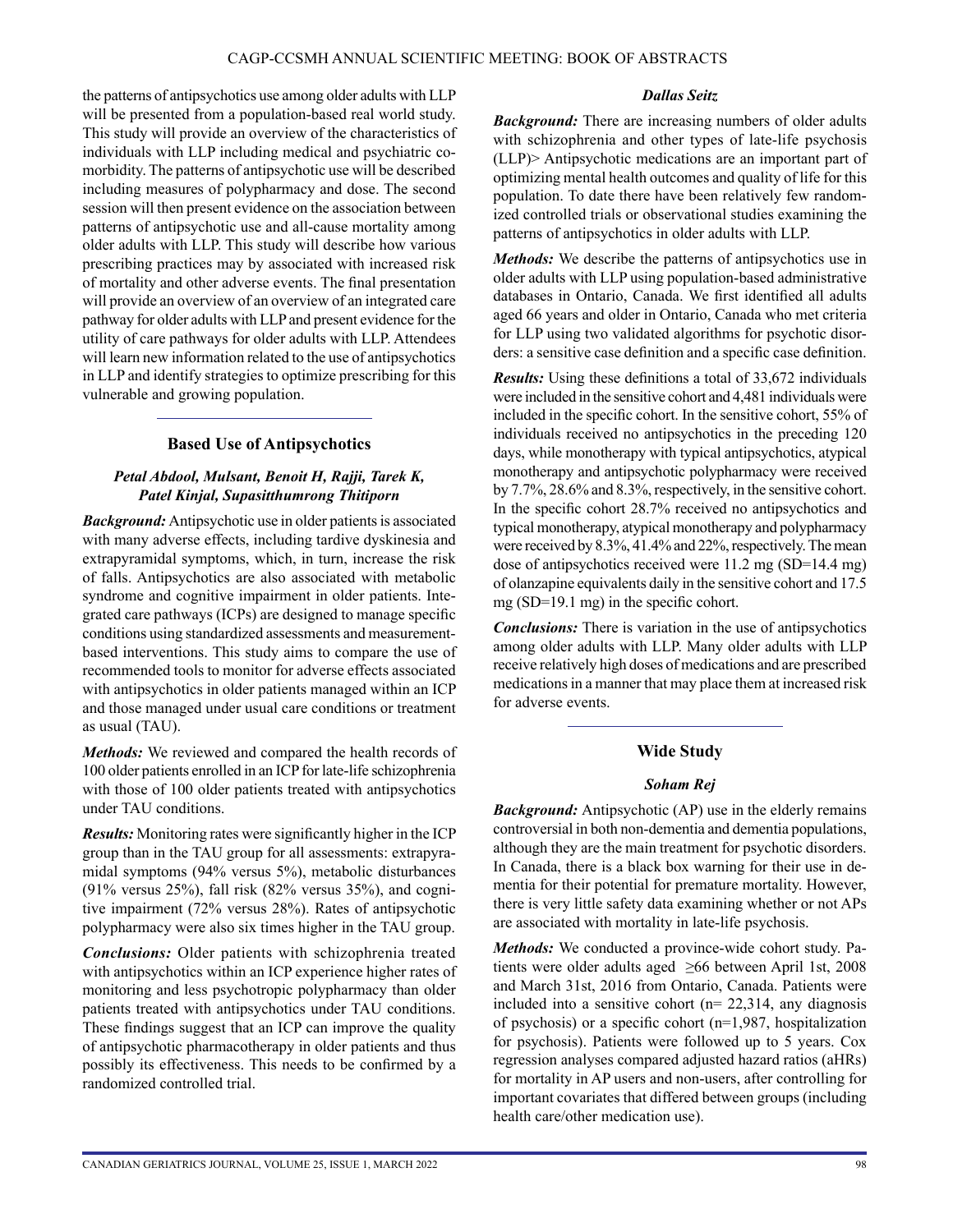the patterns of antipsychotics use among older adults with LLP will be presented from a population-based real world study. This study will provide an overview of the characteristics of individuals with LLP including medical and psychiatric co-morbidity. The patterns of antipsychotic use will be described including measures of polypharmacy and dose. The second session will then present evidence on the association between patterns of antipsychotic use and all-cause mortality among older adults with LLP. This study will describe how various prescribing practices may by associated with increased risk of mortality and other adverse events. The final presentation will provide an overview of an overview of an integrated care pathway for older adults with LLP and present evidence for the utility of care pathways for older adults with LLP. Attendees will learn new information related to the use of antipsychotics in LLP and identify strategies to optimize prescribing for this vulnerable and growing population.

---

### Based Use of Antipsychotics

***Petal Abdool, Mulsant, Benoit H, Rajji, Tarek K, Patel Kinjal, Supasitthumrong Thitiporn***

***Background:*** Antipsychotic use in older patients is associated with many adverse effects, including tardive dyskinesia and extrapyramidal symptoms, which, in turn, increase the risk of falls. Antipsychotics are also associated with metabolic syndrome and cognitive impairment in older patients. Integrated care pathways (ICPs) are designed to manage specific conditions using standardized assessments and measurement-based interventions. This study aims to compare the use of recommended tools to monitor for adverse effects associated with antipsychotics in older patients managed within an ICP and those managed under usual care conditions or treatment as usual (TAU).

***Methods:*** We reviewed and compared the health records of 100 older patients enrolled in an ICP for late-life schizophrenia with those of 100 older patients treated with antipsychotics under TAU conditions.

***Results:*** Monitoring rates were significantly higher in the ICP group than in the TAU group for all assessments: extrapyramidal symptoms (94% versus 5%), metabolic disturbances (91% versus 25%), fall risk (82% versus 35%), and cognitive impairment (72% versus 28%). Rates of antipsychotic polypharmacy were also six times higher in the TAU group.

***Conclusions:*** Older patients with schizophrenia treated with antipsychotics within an ICP experience higher rates of monitoring and less psychotropic polypharmacy than older patients treated with antipsychotics under TAU conditions. These findings suggest that an ICP can improve the quality of antipsychotic pharmacotherapy in older patients and thus possibly its effectiveness. This needs to be confirmed by a randomized controlled trial.

***Dallas Seitz***

***Background:*** There are increasing numbers of older adults with schizophrenia and other types of late-life psychosis (LLP)> Antipsychotic medications are an important part of optimizing mental health outcomes and quality of life for this population. To date there have been relatively few randomized controlled trials or observational studies examining the patterns of antipsychotics in older adults with LLP.

***Methods:*** We describe the patterns of antipsychotics use in older adults with LLP using population-based administrative databases in Ontario, Canada. We first identified all adults aged 66 years and older in Ontario, Canada who met criteria for LLP using two validated algorithms for psychotic disorders: a sensitive case definition and a specific case definition.

***Results:*** Using these definitions a total of 33,672 individuals were included in the sensitive cohort and 4,481 individuals were included in the specific cohort. In the sensitive cohort, 55% of individuals received no antipsychotics in the preceding 120 days, while monotherapy with typical antipsychotics, atypical monotherapy and antipsychotic polypharmacy were received by 7.7%, 28.6% and 8.3%, respectively, in the sensitive cohort. In the specific cohort 28.7% received no antipsychotics and typical monotherapy, atypical monotherapy and polypharmacy were received by 8.3%, 41.4% and 22%, respectively. The mean dose of antipsychotics received were 11.2 mg (SD=14.4 mg) of olanzapine equivalents daily in the sensitive cohort and 17.5 mg (SD=19.1 mg) in the specific cohort.

***Conclusions:*** There is variation in the use of antipsychotics among older adults with LLP. Many older adults with LLP receive relatively high doses of medications and are prescribed medications in a manner that may place them at increased risk for adverse events.

---

### Wide Study

***Soham Rej***

***Background:*** Antipsychotic (AP) use in the elderly remains controversial in both non-dementia and dementia populations, although they are the main treatment for psychotic disorders. In Canada, there is a black box warning for their use in dementia for their potential for premature mortality. However, there is very little safety data examining whether or not APs are associated with mortality in late-life psychosis.

***Methods:*** We conducted a province-wide cohort study. Patients were older adults aged $\geq$66 between April 1st, 2008 and March 31st, 2016 from Ontario, Canada. Patients were included into a sensitive cohort (n= 22,314, any diagnosis of psychosis) or a specific cohort (n=1,987, hospitalization for psychosis). Patients were followed up to 5 years. Cox regression analyses compared adjusted hazard ratios (aHRs) for mortality in AP users and non-users, after controlling for important covariates that differed between groups (including health care/other medication use).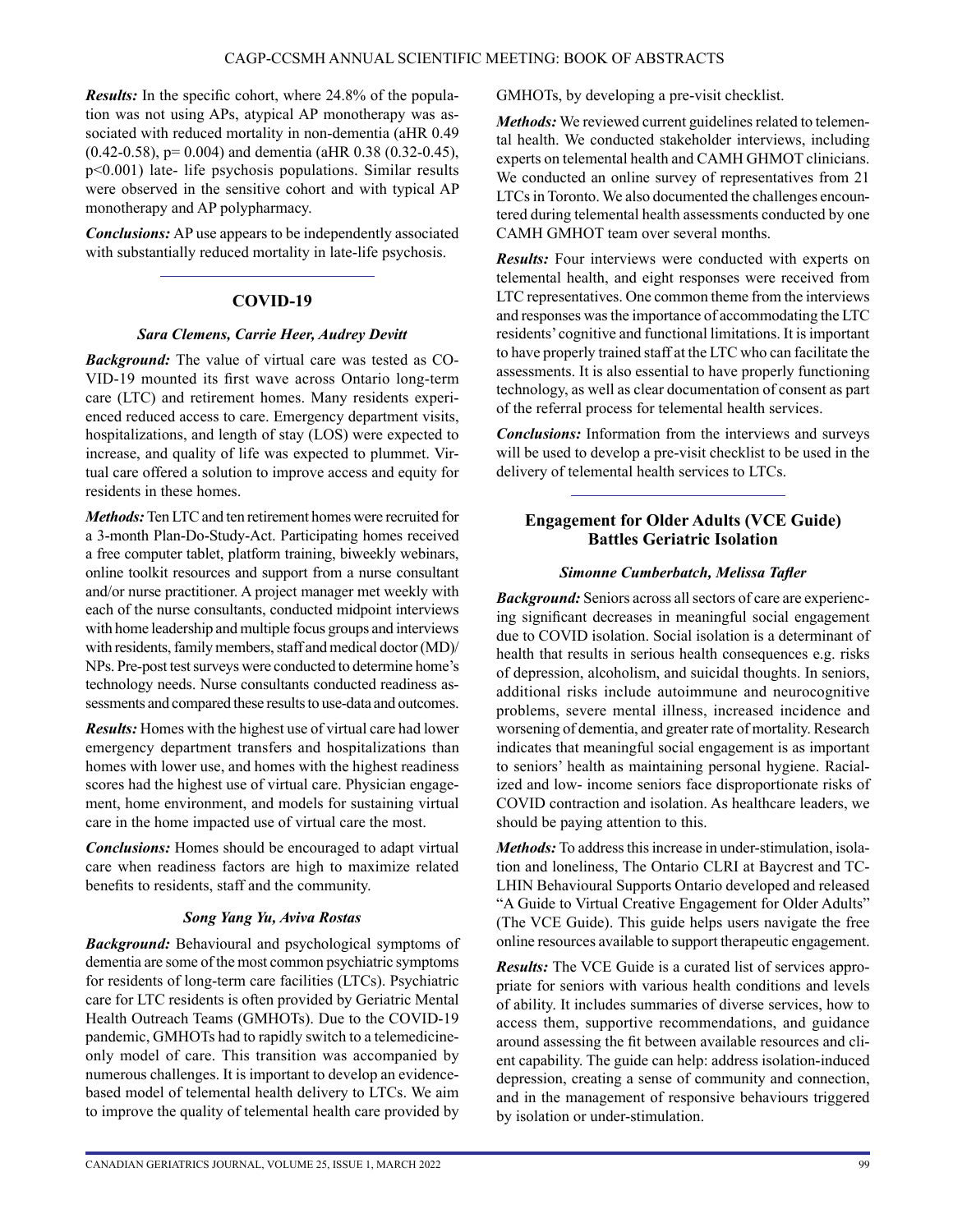***Results:*** In the specific cohort, where 24.8% of the population was not using APs, atypical AP monotherapy was associated with reduced mortality in non-dementia (aHR 0.49 (0.42-0.58), p= 0.004) and dementia (aHR 0.38 (0.32-0.45), p<0.001) late- life psychosis populations. Similar results were observed in the sensitive cohort and with typical AP monotherapy and AP polypharmacy.

***Conclusions:*** AP use appears to be independently associated with substantially reduced mortality in late-life psychosis.

## COVID-19

***Sara Clemens, Carrie Heer, Audrey Devitt***

***Background:*** The value of virtual care was tested as COVID-19 mounted its first wave across Ontario long-term care (LTC) and retirement homes. Many residents experienced reduced access to care. Emergency department visits, hospitalizations, and length of stay (LOS) were expected to increase, and quality of life was expected to plummet. Virtual care offered a solution to improve access and equity for residents in these homes.

***Methods:*** Ten LTC and ten retirement homes were recruited for a 3-month Plan-Do-Study-Act. Participating homes received a free computer tablet, platform training, biweekly webinars, online toolkit resources and support from a nurse consultant and/or nurse practitioner. A project manager met weekly with each of the nurse consultants, conducted midpoint interviews with home leadership and multiple focus groups and interviews with residents, family members, staff and medical doctor (MD)/NPs. Pre-post test surveys were conducted to determine home's technology needs. Nurse consultants conducted readiness assessments and compared these results to use-data and outcomes.

***Results:*** Homes with the highest use of virtual care had lower emergency department transfers and hospitalizations than homes with lower use, and homes with the highest readiness scores had the highest use of virtual care. Physician engagement, home environment, and models for sustaining virtual care in the home impacted use of virtual care the most.

***Conclusions:*** Homes should be encouraged to adapt virtual care when readiness factors are high to maximize related benefits to residents, staff and the community.

***Song Yang Yu, Aviva Rostas***

***Background:*** Behavioural and psychological symptoms of dementia are some of the most common psychiatric symptoms for residents of long-term care facilities (LTCs). Psychiatric care for LTC residents is often provided by Geriatric Mental Health Outreach Teams (GMHOTs). Due to the COVID-19 pandemic, GMHOTs had to rapidly switch to a telemedicine-only model of care. This transition was accompanied by numerous challenges. It is important to develop an evidence-based model of telemental health delivery to LTCs. We aim to improve the quality of telemental health care provided by GMHOTs, by developing a pre-visit checklist.

***Methods:*** We reviewed current guidelines related to telemental health. We conducted stakeholder interviews, including experts on telemental health and CAMH GHMOT clinicians. We conducted an online survey of representatives from 21 LTCs in Toronto. We also documented the challenges encountered during telemental health assessments conducted by one CAMH GMHOT team over several months.

***Results:*** Four interviews were conducted with experts on telemental health, and eight responses were received from LTC representatives. One common theme from the interviews and responses was the importance of accommodating the LTC residents' cognitive and functional limitations. It is important to have properly trained staff at the LTC who can facilitate the assessments. It is also essential to have properly functioning technology, as well as clear documentation of consent as part of the referral process for telemental health services.

***Conclusions:*** Information from the interviews and surveys will be used to develop a pre-visit checklist to be used in the delivery of telemental health services to LTCs.

## Engagement for Older Adults (VCE Guide) Battles Geriatric Isolation

***Simonne Cumberbatch, Melissa Tafler***

***Background:*** Seniors across all sectors of care are experiencing significant decreases in meaningful social engagement due to COVID isolation. Social isolation is a determinant of health that results in serious health consequences e.g. risks of depression, alcoholism, and suicidal thoughts. In seniors, additional risks include autoimmune and neurocognitive problems, severe mental illness, increased incidence and worsening of dementia, and greater rate of mortality. Research indicates that meaningful social engagement is as important to seniors' health as maintaining personal hygiene. Racialized and low- income seniors face disproportionate risks of COVID contraction and isolation. As healthcare leaders, we should be paying attention to this.

***Methods:*** To address this increase in under-stimulation, isolation and loneliness, The Ontario CLRI at Baycrest and TC-LHIN Behavioural Supports Ontario developed and released "A Guide to Virtual Creative Engagement for Older Adults" (The VCE Guide). This guide helps users navigate the free online resources available to support therapeutic engagement.

***Results:*** The VCE Guide is a curated list of services appropriate for seniors with various health conditions and levels of ability. It includes summaries of diverse services, how to access them, supportive recommendations, and guidance around assessing the fit between available resources and client capability. The guide can help: address isolation-induced depression, creating a sense of community and connection, and in the management of responsive behaviours triggered by isolation or under-stimulation.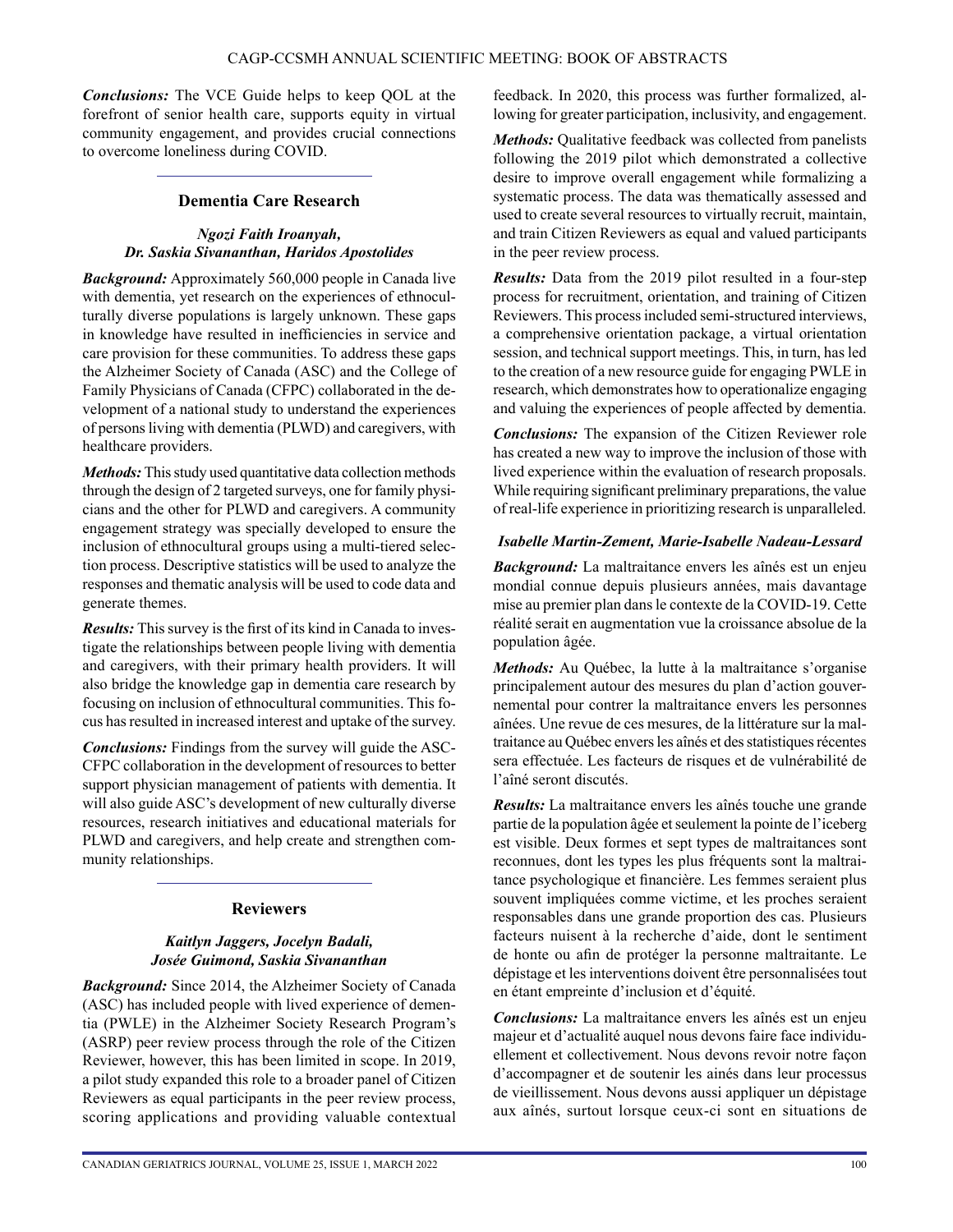***Conclusions:*** The VCE Guide helps to keep QOL at the forefront of senior health care, supports equity in virtual community engagement, and provides crucial connections to overcome loneliness during COVID.

## Dementia Care Research

***Ngozi Faith Iroanyah, Dr. Saskia Sivananthan, Haridos Apostolides***

***Background:*** Approximately 560,000 people in Canada live with dementia, yet research on the experiences of ethnoculturally diverse populations is largely unknown. These gaps in knowledge have resulted in inefficiencies in service and care provision for these communities. To address these gaps the Alzheimer Society of Canada (ASC) and the College of Family Physicians of Canada (CFPC) collaborated in the development of a national study to understand the experiences of persons living with dementia (PLWD) and caregivers, with healthcare providers.

***Methods:*** This study used quantitative data collection methods through the design of 2 targeted surveys, one for family physicians and the other for PLWD and caregivers. A community engagement strategy was specially developed to ensure the inclusion of ethnocultural groups using a multi-tiered selection process. Descriptive statistics will be used to analyze the responses and thematic analysis will be used to code data and generate themes.

***Results:*** This survey is the first of its kind in Canada to investigate the relationships between people living with dementia and caregivers, with their primary health providers. It will also bridge the knowledge gap in dementia care research by focusing on inclusion of ethnocultural communities. This focus has resulted in increased interest and uptake of the survey.

***Conclusions:*** Findings from the survey will guide the ASC-CFPC collaboration in the development of resources to better support physician management of patients with dementia. It will also guide ASC's development of new culturally diverse resources, research initiatives and educational materials for PLWD and caregivers, and help create and strengthen community relationships.

## Reviewers

***Kaitlyn Jaggers, Jocelyn Badali, Josée Guimond, Saskia Sivananthan***

***Background:*** Since 2014, the Alzheimer Society of Canada (ASC) has included people with lived experience of dementia (PWLE) in the Alzheimer Society Research Program's (ASRP) peer review process through the role of the Citizen Reviewer, however, this has been limited in scope. In 2019, a pilot study expanded this role to a broader panel of Citizen Reviewers as equal participants in the peer review process, scoring applications and providing valuable contextual feedback. In 2020, this process was further formalized, allowing for greater participation, inclusivity, and engagement.

***Methods:*** Qualitative feedback was collected from panelists following the 2019 pilot which demonstrated a collective desire to improve overall engagement while formalizing a systematic process. The data was thematically assessed and used to create several resources to virtually recruit, maintain, and train Citizen Reviewers as equal and valued participants in the peer review process.

***Results:*** Data from the 2019 pilot resulted in a four-step process for recruitment, orientation, and training of Citizen Reviewers. This process included semi-structured interviews, a comprehensive orientation package, a virtual orientation session, and technical support meetings. This, in turn, has led to the creation of a new resource guide for engaging PWLE in research, which demonstrates how to operationalize engaging and valuing the experiences of people affected by dementia.

***Conclusions:*** The expansion of the Citizen Reviewer role has created a new way to improve the inclusion of those with lived experience within the evaluation of research proposals. While requiring significant preliminary preparations, the value of real-life experience in prioritizing research is unparalleled.

***Isabelle Martin-Zement, Marie-Isabelle Nadeau-Lessard***

***Background:*** La maltraitance envers les aînés est un enjeu mondial connue depuis plusieurs années, mais davantage mise au premier plan dans le contexte de la COVID-19. Cette réalité serait en augmentation vue la croissance absolue de la population âgée.

***Methods:*** Au Québec, la lutte à la maltraitance s'organise principalement autour des mesures du plan d'action gouvernemental pour contrer la maltraitance envers les personnes aînées. Une revue de ces mesures, de la littérature sur la maltraitance au Québec envers les aînés et des statistiques récentes sera effectuée. Les facteurs de risques et de vulnérabilité de l'aîné seront discutés.

***Results:*** La maltraitance envers les aînés touche une grande partie de la population âgée et seulement la pointe de l'iceberg est visible. Deux formes et sept types de maltraitances sont reconnues, dont les types les plus fréquents sont la maltraitance psychologique et financière. Les femmes seraient plus souvent impliquées comme victime, et les proches seraient responsables dans une grande proportion des cas. Plusieurs facteurs nuisent à la recherche d'aide, dont le sentiment de honte ou afin de protéger la personne maltraitante. Le dépistage et les interventions doivent être personnalisées tout en étant empreinte d'inclusion et d'équité.

***Conclusions:*** La maltraitance envers les aînés est un enjeu majeur et d'actualité auquel nous devons faire face individuellement et collectivement. Nous devons revoir notre façon d'accompagner et de soutenir les ainés dans leur processus de vieillissement. Nous devons aussi appliquer un dépistage aux aînés, surtout lorsque ceux-ci sont en situations de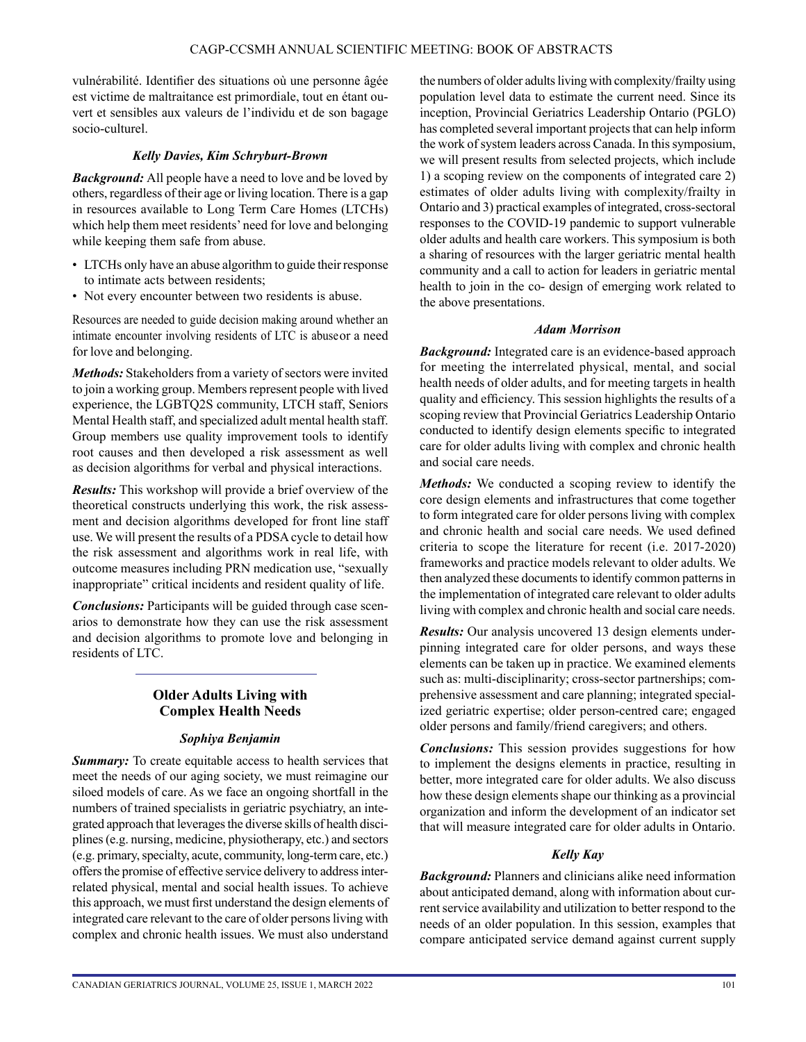vulnérabilité. Identifier des situations où une personne âgée est victime de maltraitance est primordiale, tout en étant ouvert et sensibles aux valeurs de l'individu et de son bagage socio-culturel.

***Kelly Davies, Kim Schryburt-Brown***

***Background:*** All people have a need to love and be loved by others, regardless of their age or living location. There is a gap in resources available to Long Term Care Homes (LTCHs) which help them meet residents' need for love and belonging while keeping them safe from abuse.

- LTCHs only have an abuse algorithm to guide their response to intimate acts between residents;
- Not every encounter between two residents is abuse.

Resources are needed to guide decision making around whether an intimate encounter involving residents of LTC is abuseor a need for love and belonging.

***Methods:*** Stakeholders from a variety of sectors were invited to join a working group. Members represent people with lived experience, the LGBTQ2S community, LTCH staff, Seniors Mental Health staff, and specialized adult mental health staff. Group members use quality improvement tools to identify root causes and then developed a risk assessment as well as decision algorithms for verbal and physical interactions.

***Results:*** This workshop will provide a brief overview of the theoretical constructs underlying this work, the risk assessment and decision algorithms developed for front line staff use. We will present the results of a PDSA cycle to detail how the risk assessment and algorithms work in real life, with outcome measures including PRN medication use, "sexually inappropriate" critical incidents and resident quality of life.

***Conclusions:*** Participants will be guided through case scenarios to demonstrate how they can use the risk assessment and decision algorithms to promote love and belonging in residents of LTC.

## Older Adults Living with Complex Health Needs

***Sophiya Benjamin***

***Summary:*** To create equitable access to health services that meet the needs of our aging society, we must reimagine our siloed models of care. As we face an ongoing shortfall in the numbers of trained specialists in geriatric psychiatry, an integrated approach that leverages the diverse skills of health disciplines (e.g. nursing, medicine, physiotherapy, etc.) and sectors (e.g. primary, specialty, acute, community, long-term care, etc.) offers the promise of effective service delivery to address interrelated physical, mental and social health issues. To achieve this approach, we must first understand the design elements of integrated care relevant to the care of older persons living with complex and chronic health issues. We must also understand the numbers of older adults living with complexity/frailty using population level data to estimate the current need. Since its inception, Provincial Geriatrics Leadership Ontario (PGLO) has completed several important projects that can help inform the work of system leaders across Canada. In this symposium, we will present results from selected projects, which include 1) a scoping review on the components of integrated care 2) estimates of older adults living with complexity/frailty in Ontario and 3) practical examples of integrated, cross-sectoral responses to the COVID-19 pandemic to support vulnerable older adults and health care workers. This symposium is both a sharing of resources with the larger geriatric mental health community and a call to action for leaders in geriatric mental health to join in the co- design of emerging work related to the above presentations.

***Adam Morrison***

***Background:*** Integrated care is an evidence-based approach for meeting the interrelated physical, mental, and social health needs of older adults, and for meeting targets in health quality and efficiency. This session highlights the results of a scoping review that Provincial Geriatrics Leadership Ontario conducted to identify design elements specific to integrated care for older adults living with complex and chronic health and social care needs.

***Methods:*** We conducted a scoping review to identify the core design elements and infrastructures that come together to form integrated care for older persons living with complex and chronic health and social care needs. We used defined criteria to scope the literature for recent (i.e. 2017-2020) frameworks and practice models relevant to older adults. We then analyzed these documents to identify common patterns in the implementation of integrated care relevant to older adults living with complex and chronic health and social care needs.

***Results:*** Our analysis uncovered 13 design elements underpinning integrated care for older persons, and ways these elements can be taken up in practice. We examined elements such as: multi-disciplinarity; cross-sector partnerships; comprehensive assessment and care planning; integrated specialized geriatric expertise; older person-centred care; engaged older persons and family/friend caregivers; and others.

***Conclusions:*** This session provides suggestions for how to implement the designs elements in practice, resulting in better, more integrated care for older adults. We also discuss how these design elements shape our thinking as a provincial organization and inform the development of an indicator set that will measure integrated care for older adults in Ontario.

***Kelly Kay***

***Background:*** Planners and clinicians alike need information about anticipated demand, along with information about current service availability and utilization to better respond to the needs of an older population. In this session, examples that compare anticipated service demand against current supply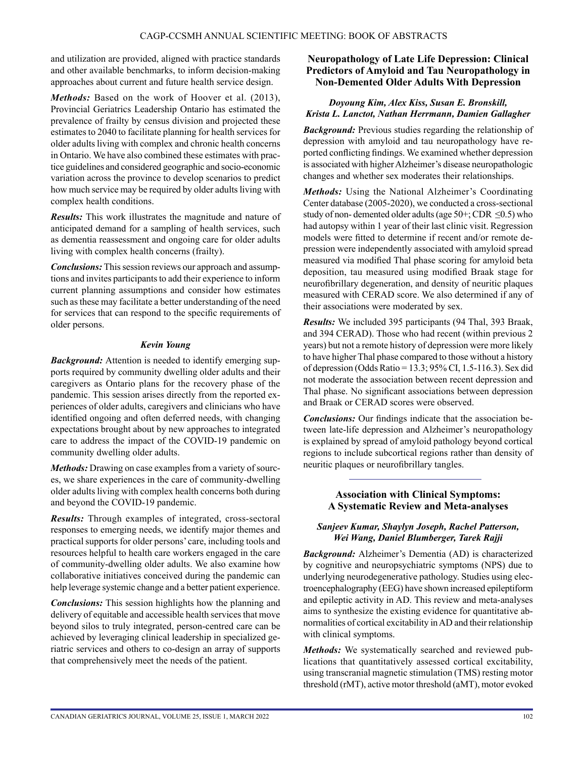and utilization are provided, aligned with practice standards and other available benchmarks, to inform decision-making approaches about current and future health service design.

***Methods:*** Based on the work of Hoover et al. (2013), Provincial Geriatrics Leadership Ontario has estimated the prevalence of frailty by census division and projected these estimates to 2040 to facilitate planning for health services for older adults living with complex and chronic health concerns in Ontario. We have also combined these estimates with practice guidelines and considered geographic and socio-economic variation across the province to develop scenarios to predict how much service may be required by older adults living with complex health conditions.

***Results:*** This work illustrates the magnitude and nature of anticipated demand for a sampling of health services, such as dementia reassessment and ongoing care for older adults living with complex health concerns (frailty).

***Conclusions:*** This session reviews our approach and assumptions and invites participants to add their experience to inform current planning assumptions and consider how estimates such as these may facilitate a better understanding of the need for services that can respond to the specific requirements of older persons.

***Kevin Young***

***Background:*** Attention is needed to identify emerging supports required by community dwelling older adults and their caregivers as Ontario plans for the recovery phase of the pandemic. This session arises directly from the reported experiences of older adults, caregivers and clinicians who have identified ongoing and often deferred needs, with changing expectations brought about by new approaches to integrated care to address the impact of the COVID-19 pandemic on community dwelling older adults.

***Methods:*** Drawing on case examples from a variety of sources, we share experiences in the care of community-dwelling older adults living with complex health concerns both during and beyond the COVID-19 pandemic.

***Results:*** Through examples of integrated, cross-sectoral responses to emerging needs, we identify major themes and practical supports for older persons' care, including tools and resources helpful to health care workers engaged in the care of community-dwelling older adults. We also examine how collaborative initiatives conceived during the pandemic can help leverage systemic change and a better patient experience.

***Conclusions:*** This session highlights how the planning and delivery of equitable and accessible health services that move beyond silos to truly integrated, person-centred care can be achieved by leveraging clinical leadership in specialized geriatric services and others to co-design an array of supports that comprehensively meet the needs of the patient.

## Neuropathology of Late Life Depression: Clinical Predictors of Amyloid and Tau Neuropathology in Non-Demented Older Adults With Depression

***Doyoung Kim, Alex Kiss, Susan E. Bronskill, Krista L. Lanctot, Nathan Herrmann, Damien Gallagher***

***Background:*** Previous studies regarding the relationship of depression with amyloid and tau neuropathology have reported conflicting findings. We examined whether depression is associated with higher Alzheimer's disease neuropathologic changes and whether sex moderates their relationships.

***Methods:*** Using the National Alzheimer's Coordinating Center database (2005-2020), we conducted a cross-sectional study of non- demented older adults (age 50+; CDR $\leq$0.5) who had autopsy within 1 year of their last clinic visit. Regression models were fitted to determine if recent and/or remote depression were independently associated with amyloid spread measured via modified Thal phase scoring for amyloid beta deposition, tau measured using modified Braak stage for neurofibrillary degeneration, and density of neuritic plaques measured with CERAD score. We also determined if any of their associations were moderated by sex.

***Results:*** We included 395 participants (94 Thal, 393 Braak, and 394 CERAD). Those who had recent (within previous 2 years) but not a remote history of depression were more likely to have higher Thal phase compared to those without a history of depression (Odds Ratio = 13.3; 95% CI, 1.5-116.3). Sex did not moderate the association between recent depression and Thal phase. No significant associations between depression and Braak or CERAD scores were observed.

***Conclusions:*** Our findings indicate that the association between late-life depression and Alzheimer's neuropathology is explained by spread of amyloid pathology beyond cortical regions to include subcortical regions rather than density of neuritic plaques or neurofibrillary tangles.

---

## Association with Clinical Symptoms: A Systematic Review and Meta-analyses

***Sanjeev Kumar, Shaylyn Joseph, Rachel Patterson, Wei Wang, Daniel Blumberger, Tarek Rajji***

***Background:*** Alzheimer's Dementia (AD) is characterized by cognitive and neuropsychiatric symptoms (NPS) due to underlying neurodegenerative pathology. Studies using electroencephalography (EEG) have shown increased epileptiform and epileptic activity in AD. This review and meta-analyses aims to synthesize the existing evidence for quantitative abnormalities of cortical excitability in AD and their relationship with clinical symptoms.

***Methods:*** We systematically searched and reviewed publications that quantitatively assessed cortical excitability, using transcranial magnetic stimulation (TMS) resting motor threshold (rMT), active motor threshold (aMT), motor evoked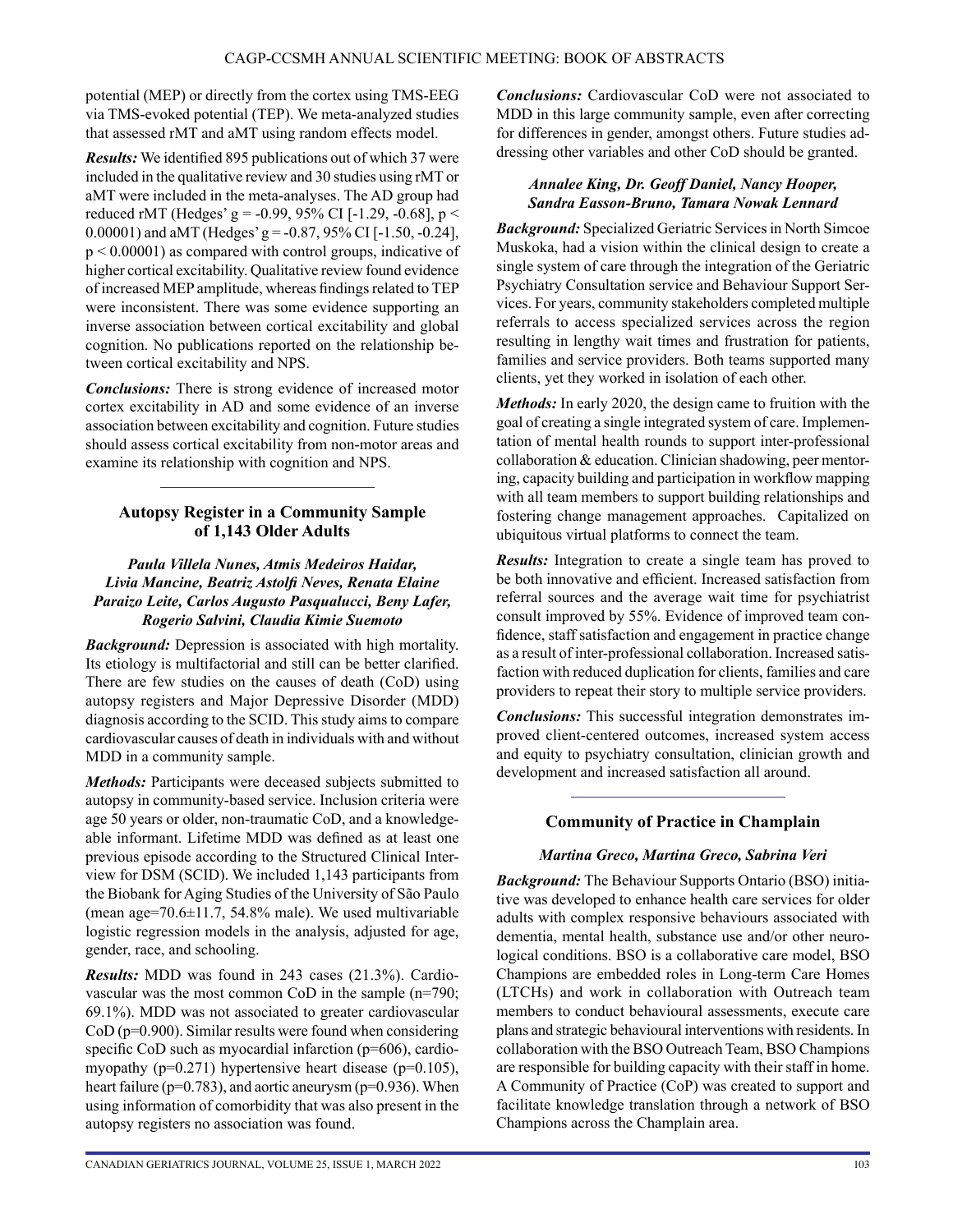potential (MEP) or directly from the cortex using TMS-EEG via TMS-evoked potential (TEP). We meta-analyzed studies that assessed rMT and aMT using random effects model.

***Results:*** We identified 895 publications out of which 37 were included in the qualitative review and 30 studies using rMT or aMT were included in the meta-analyses. The AD group had reduced rMT (Hedges' g = -0.99, 95% CI [-1.29, -0.68], $p < 0.00001$) and aMT (Hedges' g = -0.87, 95% CI [-1.50, -0.24], $p < 0.00001$) as compared with control groups, indicative of higher cortical excitability. Qualitative review found evidence of increased MEP amplitude, whereas findings related to TEP were inconsistent. There was some evidence supporting an inverse association between cortical excitability and global cognition. No publications reported on the relationship between cortical excitability and NPS.

***Conclusions:*** There is strong evidence of increased motor cortex excitability in AD and some evidence of an inverse association between excitability and cognition. Future studies should assess cortical excitability from non-motor areas and examine its relationship with cognition and NPS.

## Autopsy Register in a Community Sample of 1,143 Older Adults

***Paula Villela Nunes, Atmis Medeiros Haidar, Livia Mancine, Beatriz Astolfi Neves, Renata Elaine Paraizo Leite, Carlos Augusto Pasqualucci, Beny Lafer, Rogerio Salvini, Claudia Kimie Suemoto***

***Background:*** Depression is associated with high mortality. Its etiology is multifactorial and still can be better clarified. There are few studies on the causes of death (CoD) using autopsy registers and Major Depressive Disorder (MDD) diagnosis according to the SCID. This study aims to compare cardiovascular causes of death in individuals with and without MDD in a community sample.

***Methods:*** Participants were deceased subjects submitted to autopsy in community-based service. Inclusion criteria were age 50 years or older, non-traumatic CoD, and a knowledgeable informant. Lifetime MDD was defined as at least one previous episode according to the Structured Clinical Interview for DSM (SCID). We included 1,143 participants from the Biobank for Aging Studies of the University of São Paulo (mean age=70.6±11.7, 54.8% male). We used multivariable logistic regression models in the analysis, adjusted for age, gender, race, and schooling.

***Results:*** MDD was found in 243 cases (21.3%). Cardiovascular was the most common CoD in the sample (n=790; 69.1%). MDD was not associated to greater cardiovascular CoD (p=0.900). Similar results were found when considering specific CoD such as myocardial infarction (p=606), cardiomyopathy (p=0.271) hypertensive heart disease (p=0.105), heart failure (p=0.783), and aortic aneurysm (p=0.936). When using information of comorbidity that was also present in the autopsy registers no association was found.

***Conclusions:*** Cardiovascular CoD were not associated to MDD in this large community sample, even after correcting for differences in gender, amongst others. Future studies addressing other variables and other CoD should be granted.

***Annalee King, Dr. Geoff Daniel, Nancy Hooper, Sandra Easson-Bruno, Tamara Nowak Lennard***

***Background:*** Specialized Geriatric Services in North Simcoe Muskoka, had a vision within the clinical design to create a single system of care through the integration of the Geriatric Psychiatry Consultation service and Behaviour Support Services. For years, community stakeholders completed multiple referrals to access specialized services across the region resulting in lengthy wait times and frustration for patients, families and service providers. Both teams supported many clients, yet they worked in isolation of each other.

***Methods:*** In early 2020, the design came to fruition with the goal of creating a single integrated system of care. Implementation of mental health rounds to support inter-professional collaboration & education. Clinician shadowing, peer mentoring, capacity building and participation in workflow mapping with all team members to support building relationships and fostering change management approaches. Capitalized on ubiquitous virtual platforms to connect the team.

***Results:*** Integration to create a single team has proved to be both innovative and efficient. Increased satisfaction from referral sources and the average wait time for psychiatrist consult improved by 55%. Evidence of improved team confidence, staff satisfaction and engagement in practice change as a result of inter-professional collaboration. Increased satisfaction with reduced duplication for clients, families and care providers to repeat their story to multiple service providers.

***Conclusions:*** This successful integration demonstrates improved client-centered outcomes, increased system access and equity to psychiatry consultation, clinician growth and development and increased satisfaction all around.

## Community of Practice in Champlain

***Martina Greco, Martina Greco, Sabrina Veri***

***Background:*** The Behaviour Supports Ontario (BSO) initiative was developed to enhance health care services for older adults with complex responsive behaviours associated with dementia, mental health, substance use and/or other neurological conditions. BSO is a collaborative care model, BSO Champions are embedded roles in Long-term Care Homes (LTCHs) and work in collaboration with Outreach team members to conduct behavioural assessments, execute care plans and strategic behavioural interventions with residents. In collaboration with the BSO Outreach Team, BSO Champions are responsible for building capacity with their staff in home. A Community of Practice (CoP) was created to support and facilitate knowledge translation through a network of BSO Champions across the Champlain area.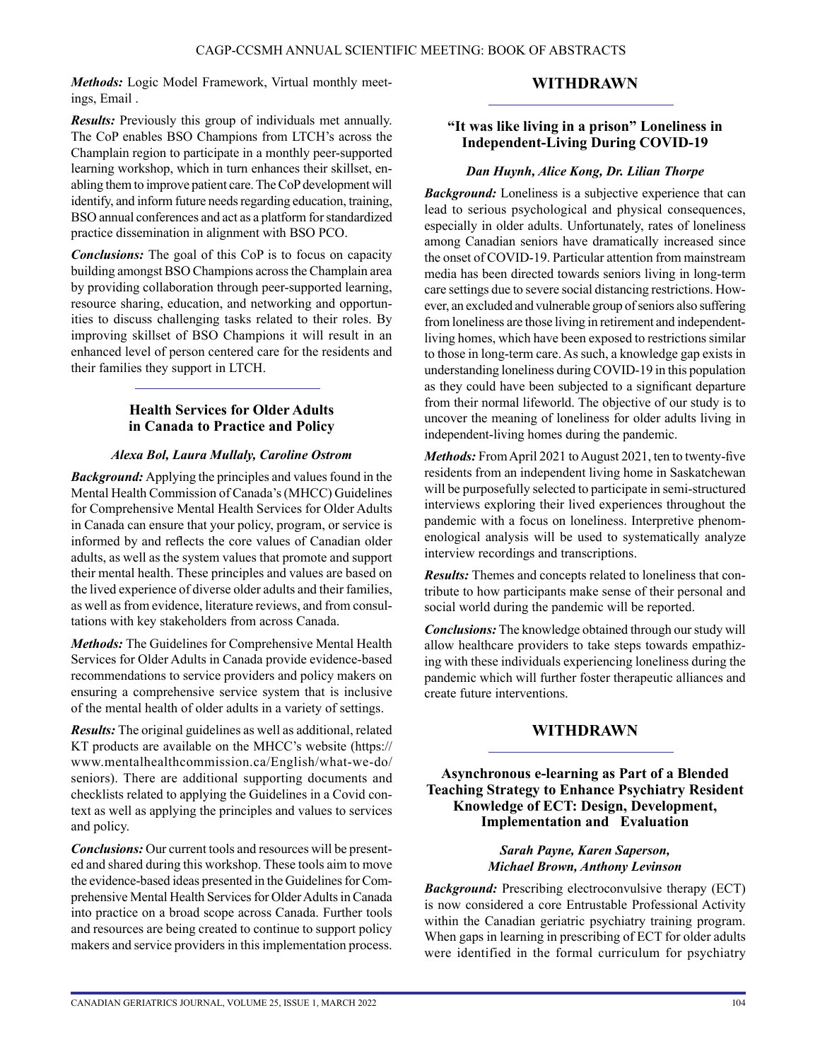***Methods:*** Logic Model Framework, Virtual monthly meetings, Email .

***Results:*** Previously this group of individuals met annually. The CoP enables BSO Champions from LTCH's across the Champlain region to participate in a monthly peer-supported learning workshop, which in turn enhances their skillset, enabling them to improve patient care. The CoP development will identify, and inform future needs regarding education, training, BSO annual conferences and act as a platform for standardized practice dissemination in alignment with BSO PCO.

***Conclusions:*** The goal of this CoP is to focus on capacity building amongst BSO Champions across the Champlain area by providing collaboration through peer-supported learning, resource sharing, education, and networking and opportunities to discuss challenging tasks related to their roles. By improving skillset of BSO Champions it will result in an enhanced level of person centered care for the residents and their families they support in LTCH.

---

### Health Services for Older Adults in Canada to Practice and Policy

***Alexa Bol, Laura Mullaly, Caroline Ostrom***

***Background:*** Applying the principles and values found in the Mental Health Commission of Canada's (MHCC) Guidelines for Comprehensive Mental Health Services for Older Adults in Canada can ensure that your policy, program, or service is informed by and reflects the core values of Canadian older adults, as well as the system values that promote and support their mental health. These principles and values are based on the lived experience of diverse older adults and their families, as well as from evidence, literature reviews, and from consultations with key stakeholders from across Canada.

***Methods:*** The Guidelines for Comprehensive Mental Health Services for Older Adults in Canada provide evidence-based recommendations to service providers and policy makers on ensuring a comprehensive service system that is inclusive of the mental health of older adults in a variety of settings.

***Results:*** The original guidelines as well as additional, related KT products are available on the MHCC's website (https://www.mentalhealthcommission.ca/English/what-we-do/seniors). There are additional supporting documents and checklists related to applying the Guidelines in a Covid context as well as applying the principles and values to services and policy.

***Conclusions:*** Our current tools and resources will be presented and shared during this workshop. These tools aim to move the evidence-based ideas presented in the Guidelines for Comprehensive Mental Health Services for Older Adults in Canada into practice on a broad scope across Canada. Further tools and resources are being created to continue to support policy makers and service providers in this implementation process.

## WITHDRAWN

---

### "It was like living in a prison" Loneliness in Independent-Living During COVID-19

***Dan Huynh, Alice Kong, Dr. Lilian Thorpe***

***Background:*** Loneliness is a subjective experience that can lead to serious psychological and physical consequences, especially in older adults. Unfortunately, rates of loneliness among Canadian seniors have dramatically increased since the onset of COVID-19. Particular attention from mainstream media has been directed towards seniors living in long-term care settings due to severe social distancing restrictions. However, an excluded and vulnerable group of seniors also suffering from loneliness are those living in retirement and independent-living homes, which have been exposed to restrictions similar to those in long-term care. As such, a knowledge gap exists in understanding loneliness during COVID-19 in this population as they could have been subjected to a significant departure from their normal lifeworld. The objective of our study is to uncover the meaning of loneliness for older adults living in independent-living homes during the pandemic.

***Methods:*** From April 2021 to August 2021, ten to twenty-five residents from an independent living home in Saskatchewan will be purposefully selected to participate in semi-structured interviews exploring their lived experiences throughout the pandemic with a focus on loneliness. Interpretive phenomenological analysis will be used to systematically analyze interview recordings and transcriptions.

***Results:*** Themes and concepts related to loneliness that contribute to how participants make sense of their personal and social world during the pandemic will be reported.

***Conclusions:*** The knowledge obtained through our study will allow healthcare providers to take steps towards empathizing with these individuals experiencing loneliness during the pandemic which will further foster therapeutic alliances and create future interventions.

## WITHDRAWN

---

### Asynchronous e-learning as Part of a Blended Teaching Strategy to Enhance Psychiatry Resident Knowledge of ECT: Design, Development, Implementation and Evaluation

***Sarah Payne, Karen Saperson, Michael Brown, Anthony Levinson***

***Background:*** Prescribing electroconvulsive therapy (ECT) is now considered a core Entrustable Professional Activity within the Canadian geriatric psychiatry training program. When gaps in learning in prescribing of ECT for older adults were identified in the formal curriculum for psychiatry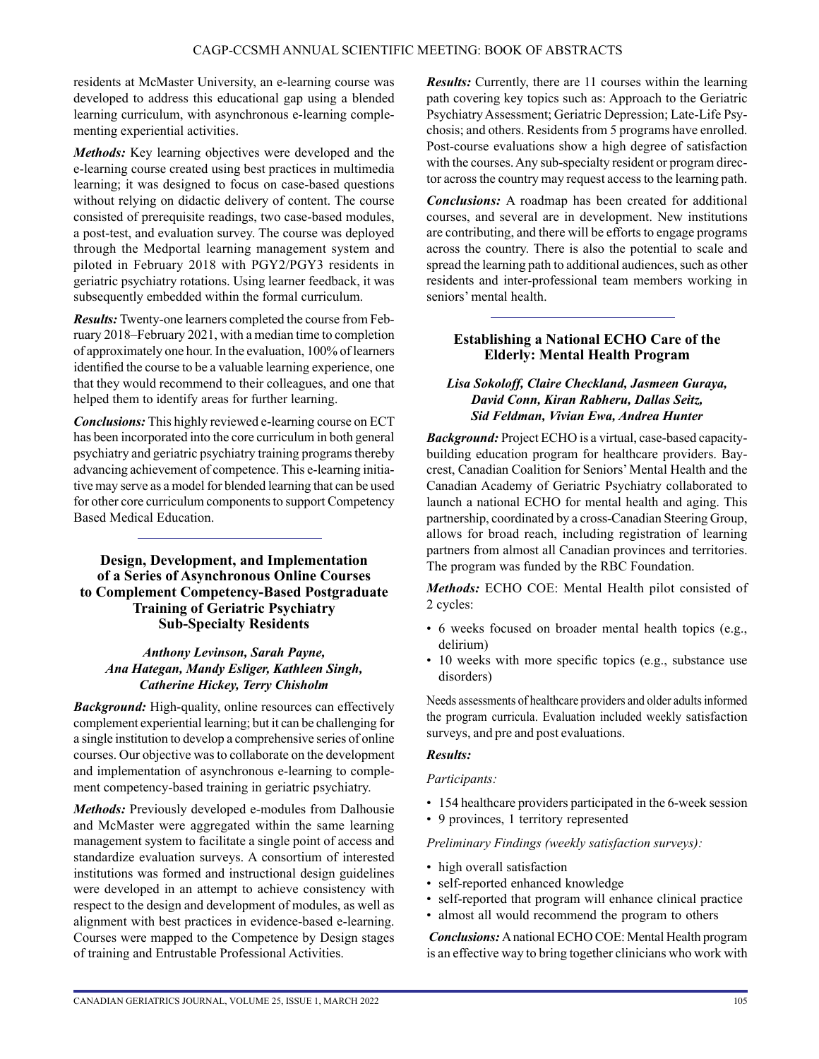residents at McMaster University, an e-learning course was developed to address this educational gap using a blended learning curriculum, with asynchronous e-learning complementing experiential activities.

***Methods:*** Key learning objectives were developed and the e-learning course created using best practices in multimedia learning; it was designed to focus on case-based questions without relying on didactic delivery of content. The course consisted of prerequisite readings, two case-based modules, a post-test, and evaluation survey. The course was deployed through the Medportal learning management system and piloted in February 2018 with PGY2/PGY3 residents in geriatric psychiatry rotations. Using learner feedback, it was subsequently embedded within the formal curriculum.

***Results:*** Twenty-one learners completed the course from February 2018–February 2021, with a median time to completion of approximately one hour. In the evaluation, 100% of learners identified the course to be a valuable learning experience, one that they would recommend to their colleagues, and one that helped them to identify areas for further learning.

***Conclusions:*** This highly reviewed e-learning course on ECT has been incorporated into the core curriculum in both general psychiatry and geriatric psychiatry training programs thereby advancing achievement of competence. This e-learning initiative may serve as a model for blended learning that can be used for other core curriculum components to support Competency Based Medical Education.

---

## Design, Development, and Implementation of a Series of Asynchronous Online Courses to Complement Competency-Based Postgraduate Training of Geriatric Psychiatry Sub-Specialty Residents

***Anthony Levinson, Sarah Payne, Ana Hategan, Mandy Esliger, Kathleen Singh, Catherine Hickey, Terry Chisholm***

***Background:*** High-quality, online resources can effectively complement experiential learning; but it can be challenging for a single institution to develop a comprehensive series of online courses. Our objective was to collaborate on the development and implementation of asynchronous e-learning to complement competency-based training in geriatric psychiatry.

***Methods:*** Previously developed e-modules from Dalhousie and McMaster were aggregated within the same learning management system to facilitate a single point of access and standardize evaluation surveys. A consortium of interested institutions was formed and instructional design guidelines were developed in an attempt to achieve consistency with respect to the design and development of modules, as well as alignment with best practices in evidence-based e-learning. Courses were mapped to the Competence by Design stages of training and Entrustable Professional Activities.

***Results:*** Currently, there are 11 courses within the learning path covering key topics such as: Approach to the Geriatric Psychiatry Assessment; Geriatric Depression; Late-Life Psychosis; and others. Residents from 5 programs have enrolled. Post-course evaluations show a high degree of satisfaction with the courses. Any sub-specialty resident or program director across the country may request access to the learning path.

***Conclusions:*** A roadmap has been created for additional courses, and several are in development. New institutions are contributing, and there will be efforts to engage programs across the country. There is also the potential to scale and spread the learning path to additional audiences, such as other residents and inter-professional team members working in seniors' mental health.

---

## Establishing a National ECHO Care of the Elderly: Mental Health Program

***Lisa Sokoloff, Claire Checkland, Jasmeen Guraya, David Conn, Kiran Rabheru, Dallas Seitz, Sid Feldman, Vivian Ewa, Andrea Hunter***

***Background:*** Project ECHO is a virtual, case-based capacity-building education program for healthcare providers. Baycrest, Canadian Coalition for Seniors' Mental Health and the Canadian Academy of Geriatric Psychiatry collaborated to launch a national ECHO for mental health and aging. This partnership, coordinated by a cross-Canadian Steering Group, allows for broad reach, including registration of learning partners from almost all Canadian provinces and territories. The program was funded by the RBC Foundation.

***Methods:*** ECHO COE: Mental Health pilot consisted of 2 cycles:

- 6 weeks focused on broader mental health topics (e.g., delirium)
- 10 weeks with more specific topics (e.g., substance use disorders)

Needs assessments of healthcare providers and older adults informed the program curricula. Evaluation included weekly satisfaction surveys, and pre and post evaluations.

***Results:***

*Participants:*

- 154 healthcare providers participated in the 6-week session
- 9 provinces, 1 territory represented

*Preliminary Findings (weekly satisfaction surveys):*

- high overall satisfaction
- self-reported enhanced knowledge
- self-reported that program will enhance clinical practice
- almost all would recommend the program to others

***Conclusions:*** A national ECHO COE: Mental Health program is an effective way to bring together clinicians who work with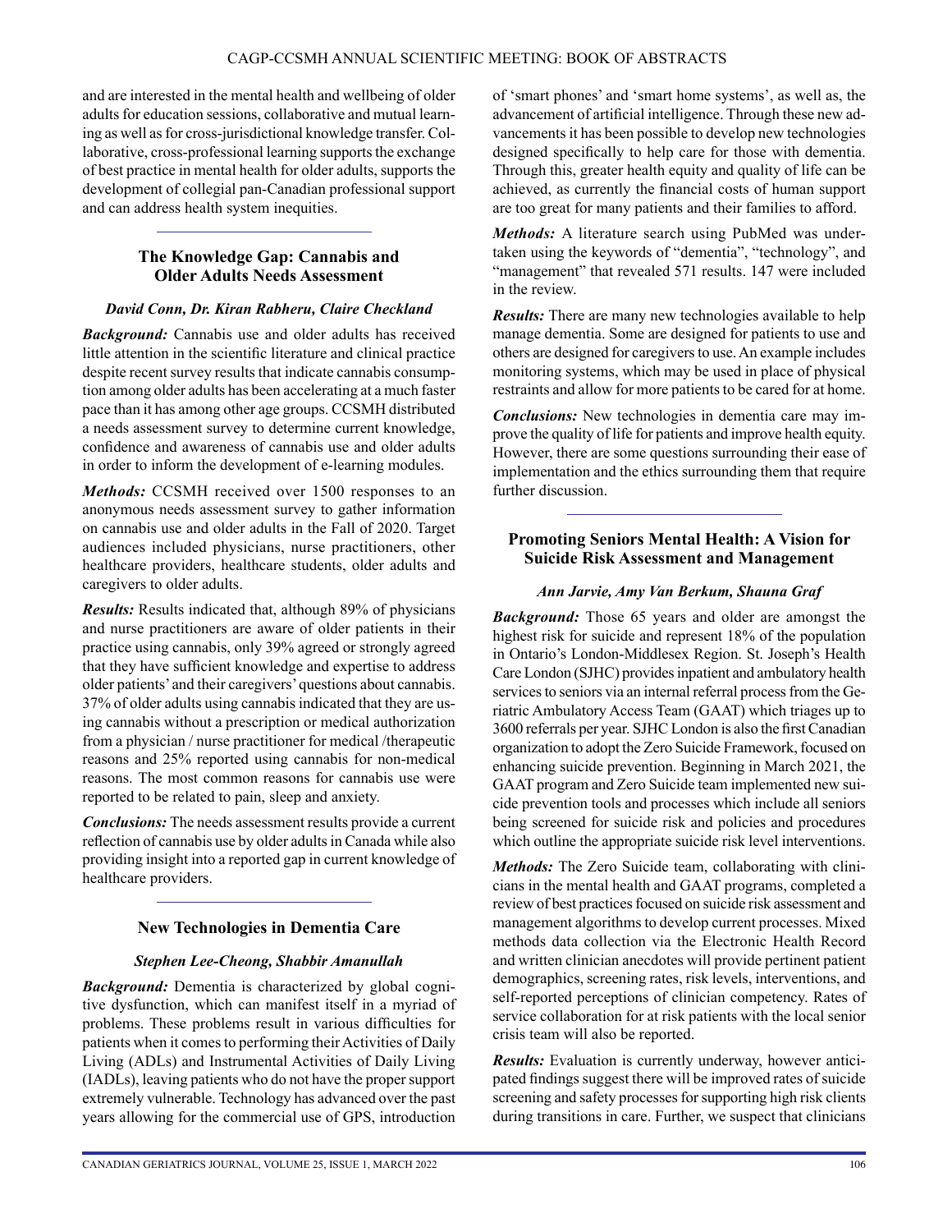and are interested in the mental health and wellbeing of older adults for education sessions, collaborative and mutual learning as well as for cross-jurisdictional knowledge transfer. Collaborative, cross-professional learning supports the exchange of best practice in mental health for older adults, supports the development of collegial pan-Canadian professional support and can address health system inequities.

## The Knowledge Gap: Cannabis and Older Adults Needs Assessment

***David Conn, Dr. Kiran Rabheru, Claire Checkland***

***Background:*** Cannabis use and older adults has received little attention in the scientific literature and clinical practice despite recent survey results that indicate cannabis consumption among older adults has been accelerating at a much faster pace than it has among other age groups. CCSMH distributed a needs assessment survey to determine current knowledge, confidence and awareness of cannabis use and older adults in order to inform the development of e-learning modules.

***Methods:*** CCSMH received over 1500 responses to an anonymous needs assessment survey to gather information on cannabis use and older adults in the Fall of 2020. Target audiences included physicians, nurse practitioners, other healthcare providers, healthcare students, older adults and caregivers to older adults.

***Results:*** Results indicated that, although 89% of physicians and nurse practitioners are aware of older patients in their practice using cannabis, only 39% agreed or strongly agreed that they have sufficient knowledge and expertise to address older patients' and their caregivers' questions about cannabis. 37% of older adults using cannabis indicated that they are using cannabis without a prescription or medical authorization from a physician / nurse practitioner for medical /therapeutic reasons and 25% reported using cannabis for non-medical reasons. The most common reasons for cannabis use were reported to be related to pain, sleep and anxiety.

***Conclusions:*** The needs assessment results provide a current reflection of cannabis use by older adults in Canada while also providing insight into a reported gap in current knowledge of healthcare providers.

## New Technologies in Dementia Care

***Stephen Lee-Cheong, Shabbir Amanullah***

***Background:*** Dementia is characterized by global cognitive dysfunction, which can manifest itself in a myriad of problems. These problems result in various difficulties for patients when it comes to performing their Activities of Daily Living (ADLs) and Instrumental Activities of Daily Living (IADLs), leaving patients who do not have the proper support extremely vulnerable. Technology has advanced over the past years allowing for the commercial use of GPS, introduction of 'smart phones' and 'smart home systems', as well as, the advancement of artificial intelligence. Through these new advancements it has been possible to develop new technologies designed specifically to help care for those with dementia. Through this, greater health equity and quality of life can be achieved, as currently the financial costs of human support are too great for many patients and their families to afford.

***Methods:*** A literature search using PubMed was undertaken using the keywords of "dementia", "technology", and "management" that revealed 571 results. 147 were included in the review.

***Results:*** There are many new technologies available to help manage dementia. Some are designed for patients to use and others are designed for caregivers to use. An example includes monitoring systems, which may be used in place of physical restraints and allow for more patients to be cared for at home.

***Conclusions:*** New technologies in dementia care may improve the quality of life for patients and improve health equity. However, there are some questions surrounding their ease of implementation and the ethics surrounding them that require further discussion.

## Promoting Seniors Mental Health: A Vision for Suicide Risk Assessment and Management

***Ann Jarvie, Amy Van Berkum, Shauna Graf***

***Background:*** Those 65 years and older are amongst the highest risk for suicide and represent 18% of the population in Ontario's London-Middlesex Region. St. Joseph's Health Care London (SJHC) provides inpatient and ambulatory health services to seniors via an internal referral process from the Geriatric Ambulatory Access Team (GAAT) which triages up to 3600 referrals per year. SJHC London is also the first Canadian organization to adopt the Zero Suicide Framework, focused on enhancing suicide prevention. Beginning in March 2021, the GAAT program and Zero Suicide team implemented new suicide prevention tools and processes which include all seniors being screened for suicide risk and policies and procedures which outline the appropriate suicide risk level interventions.

***Methods:*** The Zero Suicide team, collaborating with clinicians in the mental health and GAAT programs, completed a review of best practices focused on suicide risk assessment and management algorithms to develop current processes. Mixed methods data collection via the Electronic Health Record and written clinician anecdotes will provide pertinent patient demographics, screening rates, risk levels, interventions, and self-reported perceptions of clinician competency. Rates of service collaboration for at risk patients with the local senior crisis team will also be reported.

***Results:*** Evaluation is currently underway, however anticipated findings suggest there will be improved rates of suicide screening and safety processes for supporting high risk clients during transitions in care. Further, we suspect that clinicians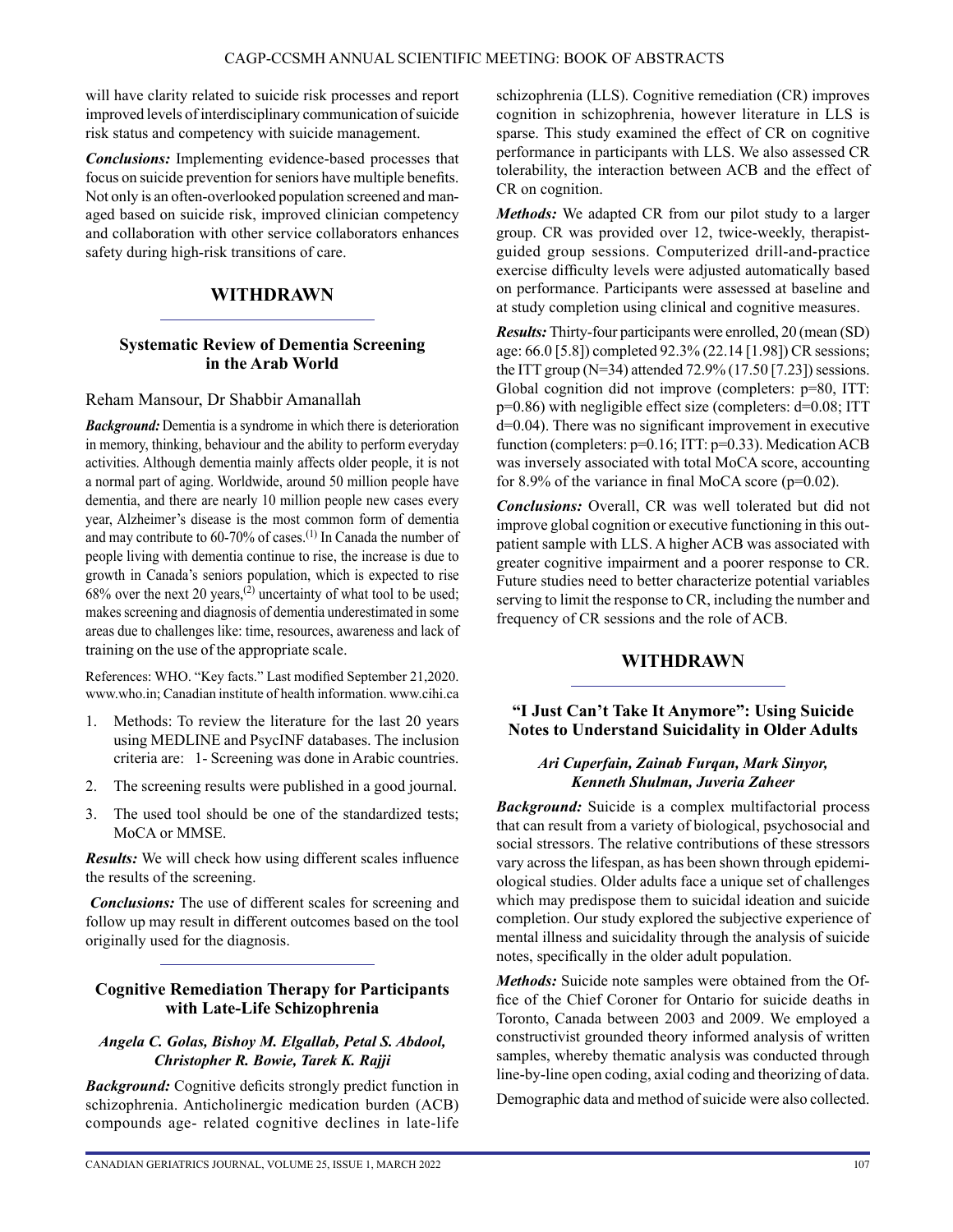will have clarity related to suicide risk processes and report improved levels of interdisciplinary communication of suicide risk status and competency with suicide management.

***Conclusions:*** Implementing evidence-based processes that focus on suicide prevention for seniors have multiple benefits. Not only is an often-overlooked population screened and managed based on suicide risk, improved clinician competency and collaboration with other service collaborators enhances safety during high-risk transitions of care.

## WITHDRAWN

---

## Systematic Review of Dementia Screening in the Arab World

Reham Mansour, Dr Shabbir Amanallah

***Background:*** Dementia is a syndrome in which there is deterioration in memory, thinking, behaviour and the ability to perform everyday activities. Although dementia mainly affects older people, it is not a normal part of aging. Worldwide, around 50 million people have dementia, and there are nearly 10 million people new cases every year, Alzheimer's disease is the most common form of dementia and may contribute to 60-70% of cases.(1) In Canada the number of people living with dementia continue to rise, the increase is due to growth in Canada's seniors population, which is expected to rise 68% over the next 20 years,(2) uncertainty of what tool to be used; makes screening and diagnosis of dementia underestimated in some areas due to challenges like: time, resources, awareness and lack of training on the use of the appropriate scale.

References: WHO. "Key facts." Last modified September 21,2020. www.who.in; Canadian institute of health information. www.cihi.ca

1. Methods: To review the literature for the last 20 years using MEDLINE and PsycINF databases. The inclusion criteria are: 1- Screening was done in Arabic countries.
2. The screening results were published in a good journal.
3. The used tool should be one of the standardized tests; MoCA or MMSE.

***Results:*** We will check how using different scales influence the results of the screening.

***Conclusions:*** The use of different scales for screening and follow up may result in different outcomes based on the tool originally used for the diagnosis.

---

## Cognitive Remediation Therapy for Participants with Late-Life Schizophrenia

***Angela C. Golas, Bishoy M. Elgallab, Petal S. Abdool, Christopher R. Bowie, Tarek K. Rajji***

***Background:*** Cognitive deficits strongly predict function in schizophrenia. Anticholinergic medication burden (ACB) compounds age- related cognitive declines in late-life schizophrenia (LLS). Cognitive remediation (CR) improves cognition in schizophrenia, however literature in LLS is sparse. This study examined the effect of CR on cognitive performance in participants with LLS. We also assessed CR tolerability, the interaction between ACB and the effect of CR on cognition.

***Methods:*** We adapted CR from our pilot study to a larger group. CR was provided over 12, twice-weekly, therapist-guided group sessions. Computerized drill-and-practice exercise difficulty levels were adjusted automatically based on performance. Participants were assessed at baseline and at study completion using clinical and cognitive measures.

***Results:*** Thirty-four participants were enrolled, 20 (mean (SD) age: 66.0 [5.8]) completed 92.3% (22.14 [1.98]) CR sessions; the ITT group (N=34) attended 72.9% (17.50 [7.23]) sessions. Global cognition did not improve (completers: p=80, ITT: p=0.86) with negligible effect size (completers: d=0.08; ITT d=0.04). There was no significant improvement in executive function (completers: p=0.16; ITT: p=0.33). Medication ACB was inversely associated with total MoCA score, accounting for 8.9% of the variance in final MoCA score (p=0.02).

***Conclusions:*** Overall, CR was well tolerated but did not improve global cognition or executive functioning in this outpatient sample with LLS. A higher ACB was associated with greater cognitive impairment and a poorer response to CR. Future studies need to better characterize potential variables serving to limit the response to CR, including the number and frequency of CR sessions and the role of ACB.

## WITHDRAWN

---

## "I Just Can't Take It Anymore": Using Suicide Notes to Understand Suicidality in Older Adults

***Ari Cuperfain, Zainab Furqan, Mark Sinyor, Kenneth Shulman, Juveria Zaheer***

***Background:*** Suicide is a complex multifactorial process that can result from a variety of biological, psychosocial and social stressors. The relative contributions of these stressors vary across the lifespan, as has been shown through epidemiological studies. Older adults face a unique set of challenges which may predispose them to suicidal ideation and suicide completion. Our study explored the subjective experience of mental illness and suicidality through the analysis of suicide notes, specifically in the older adult population.

***Methods:*** Suicide note samples were obtained from the Office of the Chief Coroner for Ontario for suicide deaths in Toronto, Canada between 2003 and 2009. We employed a constructivist grounded theory informed analysis of written samples, whereby thematic analysis was conducted through line-by-line open coding, axial coding and theorizing of data.

Demographic data and method of suicide were also collected.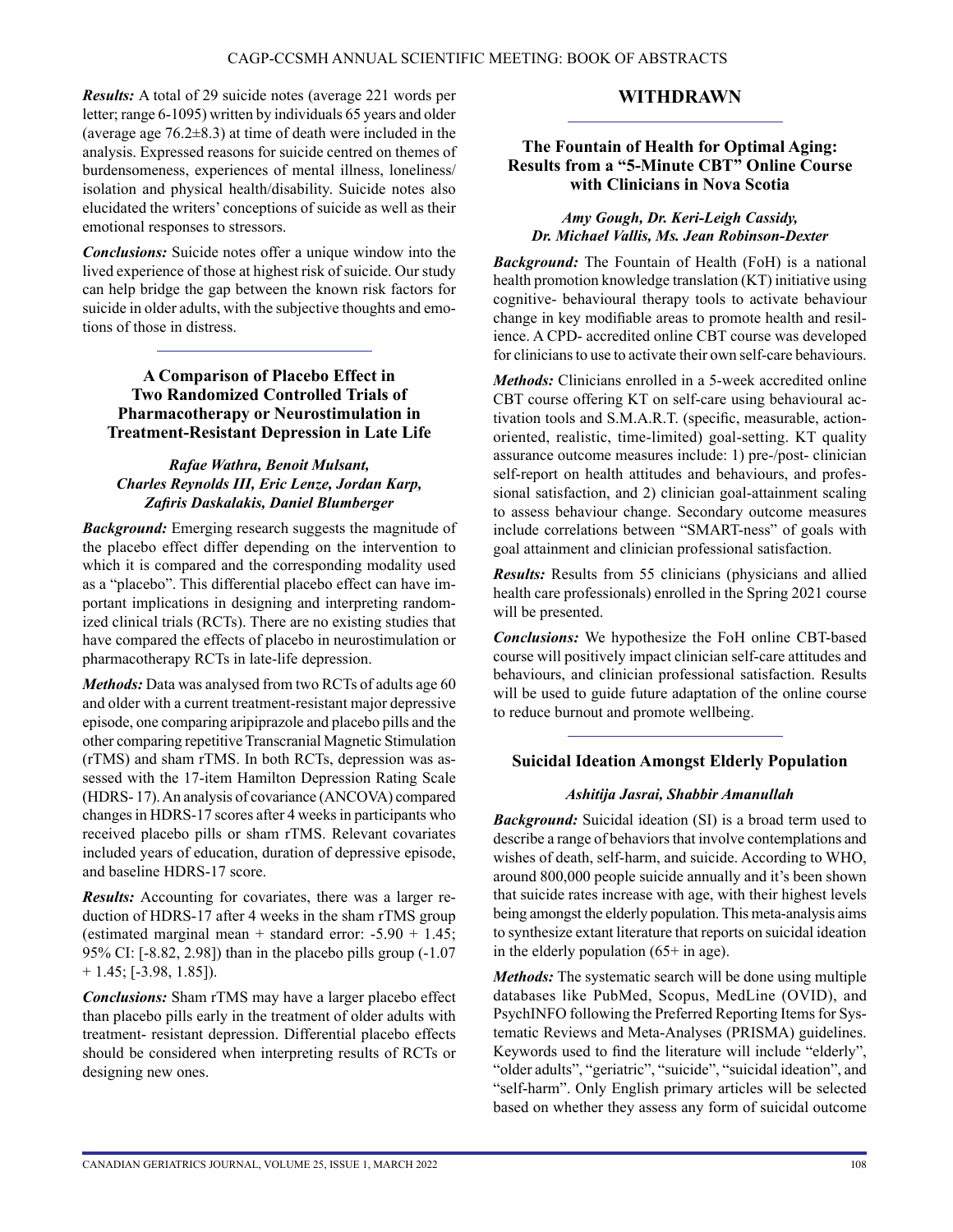***Results:*** A total of 29 suicide notes (average 221 words per letter; range 6-1095) written by individuals 65 years and older (average age 76.2±8.3) at time of death were included in the analysis. Expressed reasons for suicide centred on themes of burdensomeness, experiences of mental illness, loneliness/isolation and physical health/disability. Suicide notes also elucidated the writers' conceptions of suicide as well as their emotional responses to stressors.

***Conclusions:*** Suicide notes offer a unique window into the lived experience of those at highest risk of suicide. Our study can help bridge the gap between the known risk factors for suicide in older adults, with the subjective thoughts and emotions of those in distress.

### A Comparison of Placebo Effect in Two Randomized Controlled Trials of Pharmacotherapy or Neurostimulation in Treatment-Resistant Depression in Late Life

***Rafae Wathra, Benoit Mulsant, Charles Reynolds III, Eric Lenze, Jordan Karp, Zafiris Daskalakis, Daniel Blumberger***

***Background:*** Emerging research suggests the magnitude of the placebo effect differ depending on the intervention to which it is compared and the corresponding modality used as a "placebo". This differential placebo effect can have important implications in designing and interpreting randomized clinical trials (RCTs). There are no existing studies that have compared the effects of placebo in neurostimulation or pharmacotherapy RCTs in late-life depression.

***Methods:*** Data was analysed from two RCTs of adults age 60 and older with a current treatment-resistant major depressive episode, one comparing aripiprazole and placebo pills and the other comparing repetitive Transcranial Magnetic Stimulation (rTMS) and sham rTMS. In both RCTs, depression was assessed with the 17-item Hamilton Depression Rating Scale (HDRS- 17). An analysis of covariance (ANCOVA) compared changes in HDRS-17 scores after 4 weeks in participants who received placebo pills or sham rTMS. Relevant covariates included years of education, duration of depressive episode, and baseline HDRS-17 score.

***Results:*** Accounting for covariates, there was a larger reduction of HDRS-17 after 4 weeks in the sham rTMS group (estimated marginal mean + standard error: -5.90 + 1.45; 95% CI: [-8.82, 2.98]) than in the placebo pills group (-1.07 + 1.45; [-3.98, 1.85]).

***Conclusions:*** Sham rTMS may have a larger placebo effect than placebo pills early in the treatment of older adults with treatment- resistant depression. Differential placebo effects should be considered when interpreting results of RCTs or designing new ones.

### WITHDRAWN

### The Fountain of Health for Optimal Aging: Results from a "5-Minute CBT" Online Course with Clinicians in Nova Scotia

***Amy Gough, Dr. Keri-Leigh Cassidy, Dr. Michael Vallis, Ms. Jean Robinson-Dexter***

***Background:*** The Fountain of Health (FoH) is a national health promotion knowledge translation (KT) initiative using cognitive- behavioural therapy tools to activate behaviour change in key modifiable areas to promote health and resilience. A CPD- accredited online CBT course was developed for clinicians to use to activate their own self-care behaviours.

***Methods:*** Clinicians enrolled in a 5-week accredited online CBT course offering KT on self-care using behavioural activation tools and S.M.A.R.T. (specific, measurable, action-oriented, realistic, time-limited) goal-setting. KT quality assurance outcome measures include: 1) pre-/post- clinician self-report on health attitudes and behaviours, and professional satisfaction, and 2) clinician goal-attainment scaling to assess behaviour change. Secondary outcome measures include correlations between "SMART-ness" of goals with goal attainment and clinician professional satisfaction.

***Results:*** Results from 55 clinicians (physicians and allied health care professionals) enrolled in the Spring 2021 course will be presented.

***Conclusions:*** We hypothesize the FoH online CBT-based course will positively impact clinician self-care attitudes and behaviours, and clinician professional satisfaction. Results will be used to guide future adaptation of the online course to reduce burnout and promote wellbeing.

### Suicidal Ideation Amongst Elderly Population

***Ashitija Jasrai, Shabbir Amanullah***

***Background:*** Suicidal ideation (SI) is a broad term used to describe a range of behaviors that involve contemplations and wishes of death, self-harm, and suicide. According to WHO, around 800,000 people suicide annually and it's been shown that suicide rates increase with age, with their highest levels being amongst the elderly population. This meta-analysis aims to synthesize extant literature that reports on suicidal ideation in the elderly population (65+ in age).

***Methods:*** The systematic search will be done using multiple databases like PubMed, Scopus, MedLine (OVID), and PsychINFO following the Preferred Reporting Items for Systematic Reviews and Meta-Analyses (PRISMA) guidelines. Keywords used to find the literature will include "elderly", "older adults", "geriatric", "suicide", "suicidal ideation", and "self-harm". Only English primary articles will be selected based on whether they assess any form of suicidal outcome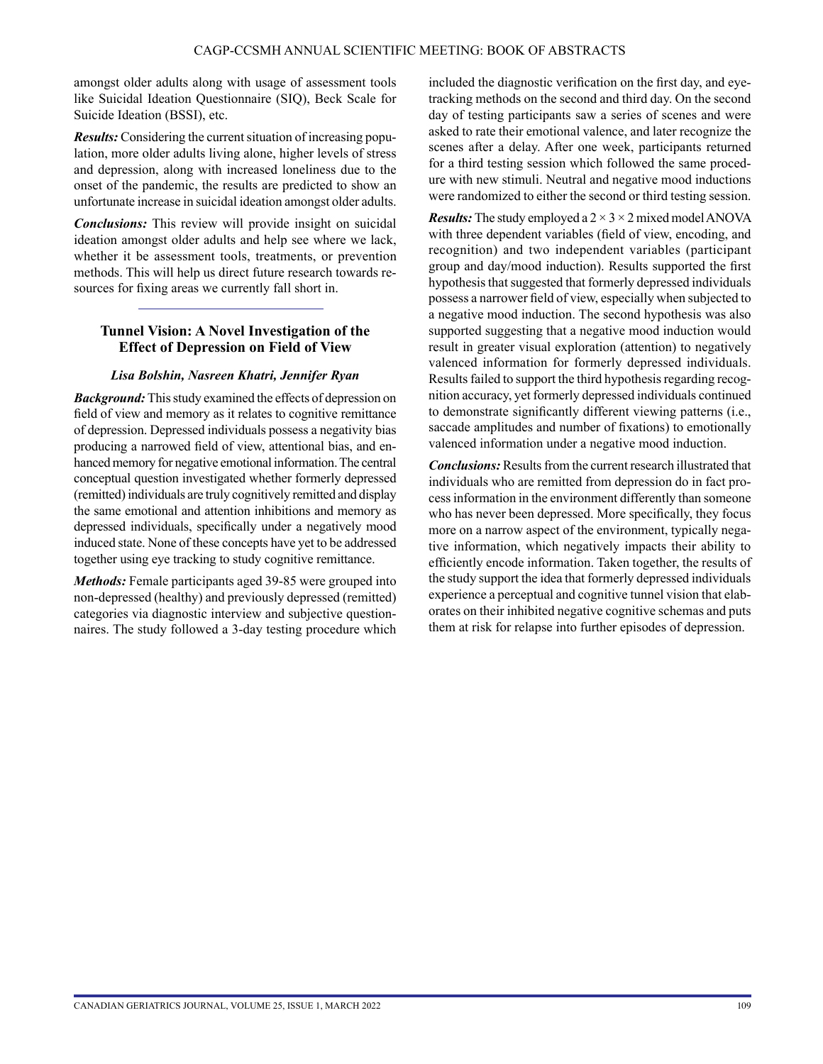amongst older adults along with usage of assessment tools like Suicidal Ideation Questionnaire (SIQ), Beck Scale for Suicide Ideation (BSSI), etc.

***Results:*** Considering the current situation of increasing population, more older adults living alone, higher levels of stress and depression, along with increased loneliness due to the onset of the pandemic, the results are predicted to show an unfortunate increase in suicidal ideation amongst older adults.

***Conclusions:*** This review will provide insight on suicidal ideation amongst older adults and help see where we lack, whether it be assessment tools, treatments, or prevention methods. This will help us direct future research towards resources for fixing areas we currently fall short in.

---

## Tunnel Vision: A Novel Investigation of the Effect of Depression on Field of View

***Lisa Bolshin, Nasreen Khatri, Jennifer Ryan***

***Background:*** This study examined the effects of depression on field of view and memory as it relates to cognitive remittance of depression. Depressed individuals possess a negativity bias producing a narrowed field of view, attentional bias, and enhanced memory for negative emotional information. The central conceptual question investigated whether formerly depressed (remitted) individuals are truly cognitively remitted and display the same emotional and attention inhibitions and memory as depressed individuals, specifically under a negatively mood induced state. None of these concepts have yet to be addressed together using eye tracking to study cognitive remittance.

***Methods:*** Female participants aged 39-85 were grouped into non-depressed (healthy) and previously depressed (remitted) categories via diagnostic interview and subjective questionnaires. The study followed a 3-day testing procedure which included the diagnostic verification on the first day, and eye-tracking methods on the second and third day. On the second day of testing participants saw a series of scenes and were asked to rate their emotional valence, and later recognize the scenes after a delay. After one week, participants returned for a third testing session which followed the same procedure with new stimuli. Neutral and negative mood inductions were randomized to either the second or third testing session.

***Results:*** The study employed a $2 \times 3 \times 2$ mixed model ANOVA with three dependent variables (field of view, encoding, and recognition) and two independent variables (participant group and day/mood induction). Results supported the first hypothesis that suggested that formerly depressed individuals possess a narrower field of view, especially when subjected to a negative mood induction. The second hypothesis was also supported suggesting that a negative mood induction would result in greater visual exploration (attention) to negatively valenced information for formerly depressed individuals. Results failed to support the third hypothesis regarding recognition accuracy, yet formerly depressed individuals continued to demonstrate significantly different viewing patterns (i.e., saccade amplitudes and number of fixations) to emotionally valenced information under a negative mood induction.

***Conclusions:*** Results from the current research illustrated that individuals who are remitted from depression do in fact process information in the environment differently than someone who has never been depressed. More specifically, they focus more on a narrow aspect of the environment, typically negative information, which negatively impacts their ability to efficiently encode information. Taken together, the results of the study support the idea that formerly depressed individuals experience a perceptual and cognitive tunnel vision that elaborates on their inhibited negative cognitive schemas and puts them at risk for relapse into further episodes of depression.